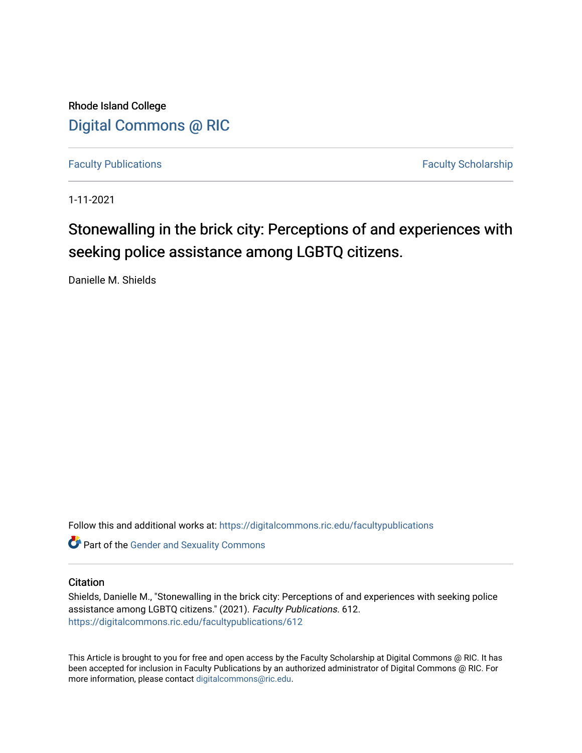Rhode Island College

# Digital Commons @ RIC

Faculty Publications | Faculty Scholarship

1-11-2021

# Stonewalling in the brick city: Perceptions of and experiences with seeking police assistance among LGBTQ citizens.

Danielle M. Shields

Follow this and additional works at: https://digitalcommons.ric.edu/facultypublications

Part of the Gender and Sexuality Commons

## Citation

Shields, Danielle M., "Stonewalling in the brick city: Perceptions of and experiences with seeking police assistance among LGBTQ citizens." (2021). *Faculty Publications*. 612.
https://digitalcommons.ric.edu/facultypublications/612

This Article is brought to you for free and open access by the Faculty Scholarship at Digital Commons @ RIC. It has been accepted for inclusion in Faculty Publications by an authorized administrator of Digital Commons @ RIC. For more information, please contact digitalcommons@ric.edu.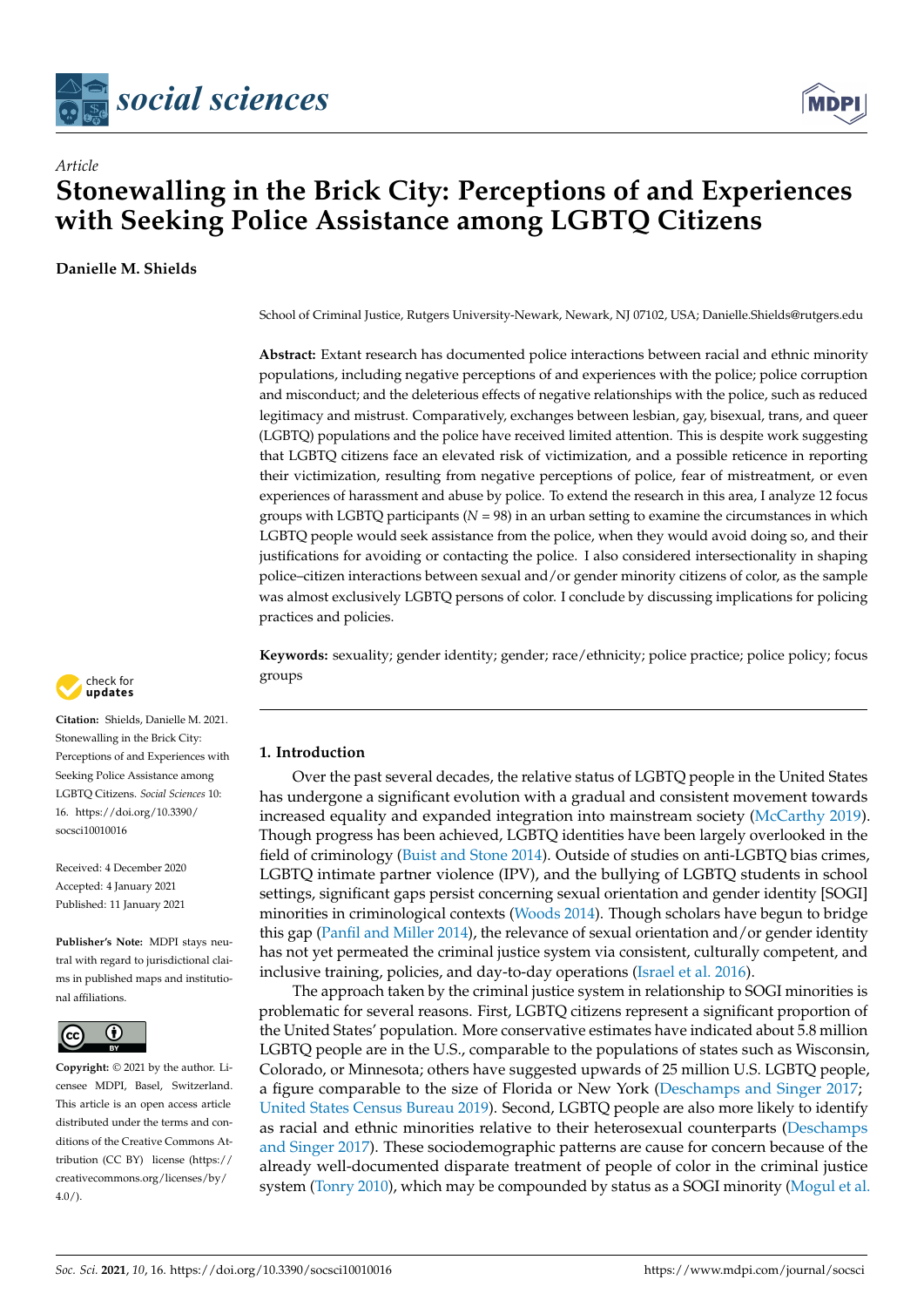# Stonewalling in the Brick City: Perceptions of and Experiences with Seeking Police Assistance among LGBTQ Citizens

**Danielle M. Shields**

School of Criminal Justice, Rutgers University-Newark, Newark, NJ 07102, USA; Danielle.Shields@rutgers.edu

**Abstract:** Extant research has documented police interactions between racial and ethnic minority populations, including negative perceptions of and experiences with the police; police corruption and misconduct; and the deleterious effects of negative relationships with the police, such as reduced legitimacy and mistrust. Comparatively, exchanges between lesbian, gay, bisexual, trans, and queer (LGBTQ) populations and the police have received limited attention. This is despite work suggesting that LGBTQ citizens face an elevated risk of victimization, and a possible reticence in reporting their victimization, resulting from negative perceptions of police, fear of mistreatment, or even experiences of harassment and abuse by police. To extend the research in this area, I analyze 12 focus groups with LGBTQ participants (*N* = 98) in an urban setting to examine the circumstances in which LGBTQ people would seek assistance from the police, when they would avoid doing so, and their justifications for avoiding or contacting the police. I also considered intersectionality in shaping police–citizen interactions between sexual and/or gender minority citizens of color, as the sample was almost exclusively LGBTQ persons of color. I conclude by discussing implications for policing practices and policies.

**Keywords:** sexuality; gender identity; gender; race/ethnicity; police practice; police policy; focus groups

**Citation:** Shields, Danielle M. 2021. Stonewalling in the Brick City: Perceptions of and Experiences with Seeking Police Assistance among LGBTQ Citizens. *Social Sciences* 10: 16. https://doi.org/10.3390/socsci10010016

Received: 4 December 2020
Accepted: 4 January 2021
Published: 11 January 2021

**Publisher's Note:** MDPI stays neutral with regard to jurisdictional claims in published maps and institutional affiliations.

**Copyright:** © 2021 by the author. Licensee MDPI, Basel, Switzerland. This article is an open access article distributed under the terms and conditions of the Creative Commons Attribution (CC BY) license (https://creativecommons.org/licenses/by/4.0/).

## 1. Introduction

Over the past several decades, the relative status of LGBTQ people in the United States has undergone a significant evolution with a gradual and consistent movement towards increased equality and expanded integration into mainstream society (McCarthy 2019). Though progress has been achieved, LGBTQ identities have been largely overlooked in the field of criminology (Buist and Stone 2014). Outside of studies on anti-LGBTQ bias crimes, LGBTQ intimate partner violence (IPV), and the bullying of LGBTQ students in school settings, significant gaps persist concerning sexual orientation and gender identity [SOGI] minorities in criminological contexts (Woods 2014). Though scholars have begun to bridge this gap (Panfil and Miller 2014), the relevance of sexual orientation and/or gender identity has not yet permeated the criminal justice system via consistent, culturally competent, and inclusive training, policies, and day-to-day operations (Israel et al. 2016).

The approach taken by the criminal justice system in relationship to SOGI minorities is problematic for several reasons. First, LGBTQ citizens represent a significant proportion of the United States' population. More conservative estimates have indicated about 5.8 million LGBTQ people are in the U.S., comparable to the populations of states such as Wisconsin, Colorado, or Minnesota; others have suggested upwards of 25 million U.S. LGBTQ people, a figure comparable to the size of Florida or New York (Deschamps and Singer 2017; United States Census Bureau 2019). Second, LGBTQ people are also more likely to identify as racial and ethnic minorities relative to their heterosexual counterparts (Deschamps and Singer 2017). These sociodemographic patterns are cause for concern because of the already well-documented disparate treatment of people of color in the criminal justice system (Tonry 2010), which may be compounded by status as a SOGI minority (Mogul et al.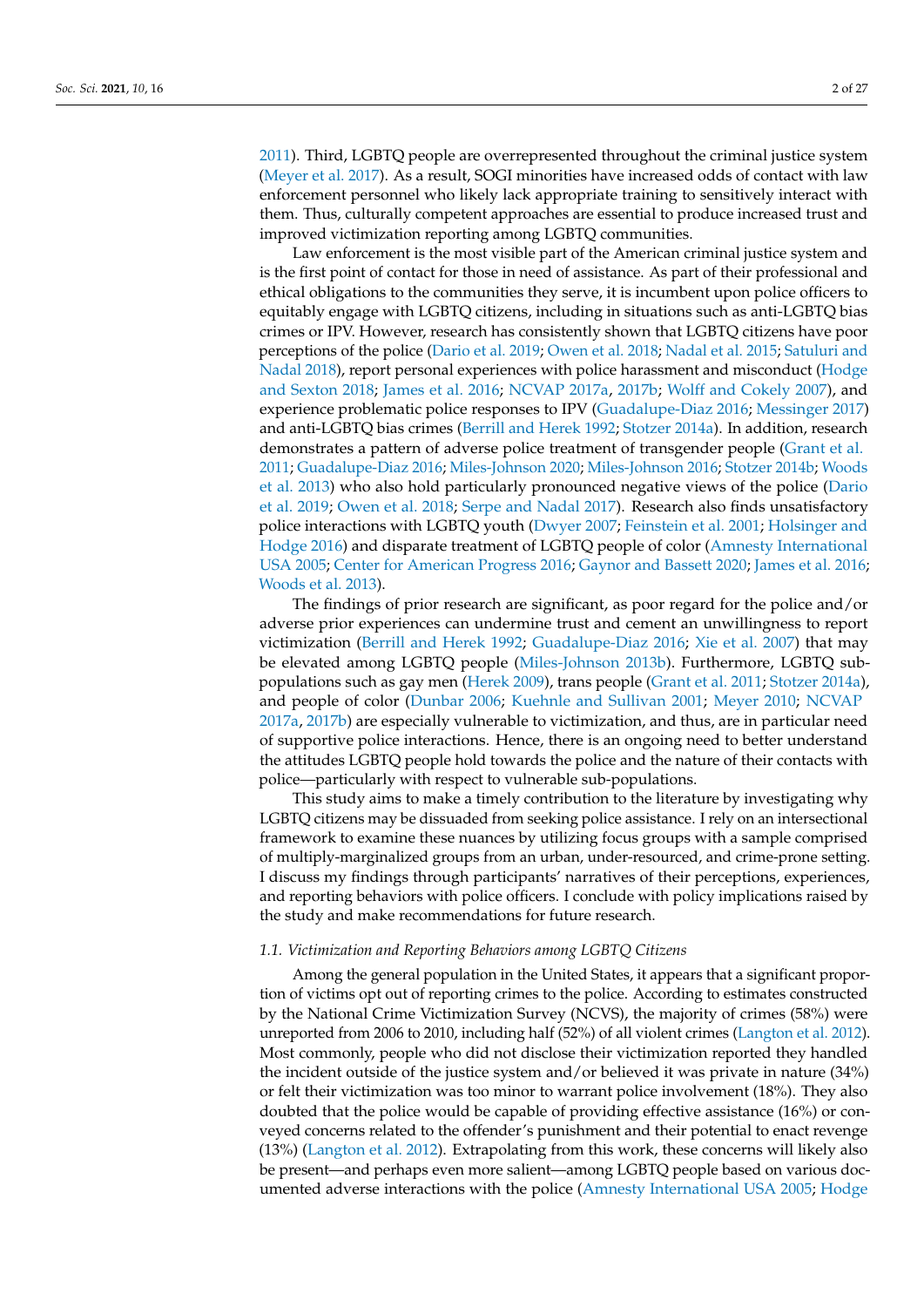2011). Third, LGBTQ people are overrepresented throughout the criminal justice system (Meyer et al. 2017). As a result, SOGI minorities have increased odds of contact with law enforcement personnel who likely lack appropriate training to sensitively interact with them. Thus, culturally competent approaches are essential to produce increased trust and improved victimization reporting among LGBTQ communities.

Law enforcement is the most visible part of the American criminal justice system and is the first point of contact for those in need of assistance. As part of their professional and ethical obligations to the communities they serve, it is incumbent upon police officers to equitably engage with LGBTQ citizens, including in situations such as anti-LGBTQ bias crimes or IPV. However, research has consistently shown that LGBTQ citizens have poor perceptions of the police (Dario et al. 2019; Owen et al. 2018; Nadal et al. 2015; Satuluri and Nadal 2018), report personal experiences with police harassment and misconduct (Hodge and Sexton 2018; James et al. 2016; NCVAP 2017a, 2017b; Wolff and Cokely 2007), and experience problematic police responses to IPV (Guadalupe-Diaz 2016; Messinger 2017) and anti-LGBTQ bias crimes (Berrill and Herek 1992; Stotzer 2014a). In addition, research demonstrates a pattern of adverse police treatment of transgender people (Grant et al. 2011; Guadalupe-Diaz 2016; Miles-Johnson 2020; Miles-Johnson 2016; Stotzer 2014b; Woods et al. 2013) who also hold particularly pronounced negative views of the police (Dario et al. 2019; Owen et al. 2018; Serpe and Nadal 2017). Research also finds unsatisfactory police interactions with LGBTQ youth (Dwyer 2007; Feinstein et al. 2001; Holsinger and Hodge 2016) and disparate treatment of LGBTQ people of color (Amnesty International USA 2005; Center for American Progress 2016; Gaynor and Bassett 2020; James et al. 2016; Woods et al. 2013).

The findings of prior research are significant, as poor regard for the police and/or adverse prior experiences can undermine trust and cement an unwillingness to report victimization (Berrill and Herek 1992; Guadalupe-Diaz 2016; Xie et al. 2007) that may be elevated among LGBTQ people (Miles-Johnson 2013b). Furthermore, LGBTQ sub-populations such as gay men (Herek 2009), trans people (Grant et al. 2011; Stotzer 2014a), and people of color (Dunbar 2006; Kuehnle and Sullivan 2001; Meyer 2010; NCVAP 2017a, 2017b) are especially vulnerable to victimization, and thus, are in particular need of supportive police interactions. Hence, there is an ongoing need to better understand the attitudes LGBTQ people hold towards the police and the nature of their contacts with police—particularly with respect to vulnerable sub-populations.

This study aims to make a timely contribution to the literature by investigating why LGBTQ citizens may be dissuaded from seeking police assistance. I rely on an intersectional framework to examine these nuances by utilizing focus groups with a sample comprised of multiply-marginalized groups from an urban, under-resourced, and crime-prone setting. I discuss my findings through participants' narratives of their perceptions, experiences, and reporting behaviors with police officers. I conclude with policy implications raised by the study and make recommendations for future research.

### *1.1. Victimization and Reporting Behaviors among LGBTQ Citizens*

Among the general population in the United States, it appears that a significant proportion of victims opt out of reporting crimes to the police. According to estimates constructed by the National Crime Victimization Survey (NCVS), the majority of crimes (58%) were unreported from 2006 to 2010, including half (52%) of all violent crimes (Langton et al. 2012). Most commonly, people who did not disclose their victimization reported they handled the incident outside of the justice system and/or believed it was private in nature (34%) or felt their victimization was too minor to warrant police involvement (18%). They also doubted that the police would be capable of providing effective assistance (16%) or conveyed concerns related to the offender's punishment and their potential to enact revenge (13%) (Langton et al. 2012). Extrapolating from this work, these concerns will likely also be present—and perhaps even more salient—among LGBTQ people based on various documented adverse interactions with the police (Amnesty International USA 2005; Hodge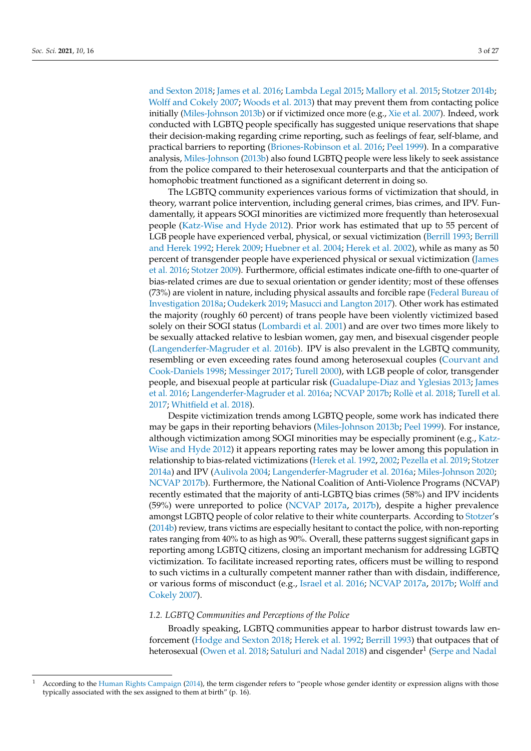and Sexton 2018; James et al. 2016; Lambda Legal 2015; Mallory et al. 2015; Stotzer 2014b; Wolff and Cokely 2007; Woods et al. 2013) that may prevent them from contacting police initially (Miles-Johnson 2013b) or if victimized once more (e.g., Xie et al. 2007). Indeed, work conducted with LGBTQ people specifically has suggested unique reservations that shape their decision-making regarding crime reporting, such as feelings of fear, self-blame, and practical barriers to reporting (Briones-Robinson et al. 2016; Peel 1999). In a comparative analysis, Miles-Johnson (2013b) also found LGBTQ people were less likely to seek assistance from the police compared to their heterosexual counterparts and that the anticipation of homophobic treatment functioned as a significant deterrent in doing so.

The LGBTQ community experiences various forms of victimization that should, in theory, warrant police intervention, including general crimes, bias crimes, and IPV. Fundamentally, it appears SOGI minorities are victimized more frequently than heterosexual people (Katz-Wise and Hyde 2012). Prior work has estimated that up to 55 percent of LGB people have experienced verbal, physical, or sexual victimization (Berrill 1993; Berrill and Herek 1992; Herek 2009; Huebner et al. 2004; Herek et al. 2002), while as many as 50 percent of transgender people have experienced physical or sexual victimization (James et al. 2016; Stotzer 2009). Furthermore, official estimates indicate one-fifth to one-quarter of bias-related crimes are due to sexual orientation or gender identity; most of these offenses (73%) are violent in nature, including physical assaults and forcible rape (Federal Bureau of Investigation 2018a; Oudekerk 2019; Masucci and Langton 2017). Other work has estimated the majority (roughly 60 percent) of trans people have been violently victimized based solely on their SOGI status (Lombardi et al. 2001) and are over two times more likely to be sexually attacked relative to lesbian women, gay men, and bisexual cisgender people (Langenderfer-Magruder et al. 2016b). IPV is also prevalent in the LGBTQ community, resembling or even exceeding rates found among heterosexual couples (Courvant and Cook-Daniels 1998; Messinger 2017; Turell 2000), with LGB people of color, transgender people, and bisexual people at particular risk (Guadalupe-Diaz and Yglesias 2013; James et al. 2016; Langenderfer-Magruder et al. 2016a; NCVAP 2017b; Rollè et al. 2018; Turell et al. 2017; Whitfield et al. 2018).

Despite victimization trends among LGBTQ people, some work has indicated there may be gaps in their reporting behaviors (Miles-Johnson 2013b; Peel 1999). For instance, although victimization among SOGI minorities may be especially prominent (e.g., Katz-Wise and Hyde 2012) it appears reporting rates may be lower among this population in relationship to bias-related victimizations (Herek et al. 1992, 2002; Pezella et al. 2019; Stotzer 2014a) and IPV (Aulivola 2004; Langenderfer-Magruder et al. 2016a; Miles-Johnson 2020; NCVAP 2017b). Furthermore, the National Coalition of Anti-Violence Programs (NCVAP) recently estimated that the majority of anti-LGBTQ bias crimes (58%) and IPV incidents (59%) were unreported to police (NCVAP 2017a, 2017b), despite a higher prevalence amongst LGBTQ people of color relative to their white counterparts. According to Stotzer's (2014b) review, trans victims are especially hesitant to contact the police, with non-reporting rates ranging from 40% to as high as 90%. Overall, these patterns suggest significant gaps in reporting among LGBTQ citizens, closing an important mechanism for addressing LGBTQ victimization. To facilitate increased reporting rates, officers must be willing to respond to such victims in a culturally competent manner rather than with disdain, indifference, or various forms of misconduct (e.g., Israel et al. 2016; NCVAP 2017a, 2017b; Wolff and Cokely 2007).

### 1.2. LGBTQ Communities and Perceptions of the Police

Broadly speaking, LGBTQ communities appear to harbor distrust towards law enforcement (Hodge and Sexton 2018; Herek et al. 1992; Berrill 1993) that outpaces that of heterosexual (Owen et al. 2018; Satuluri and Nadal 2018) and cisgender[1] (Serpe and Nadal

[1] According to the Human Rights Campaign (2014), the term cisgender refers to "people whose gender identity or expression aligns with those typically associated with the sex assigned to them at birth" (p. 16).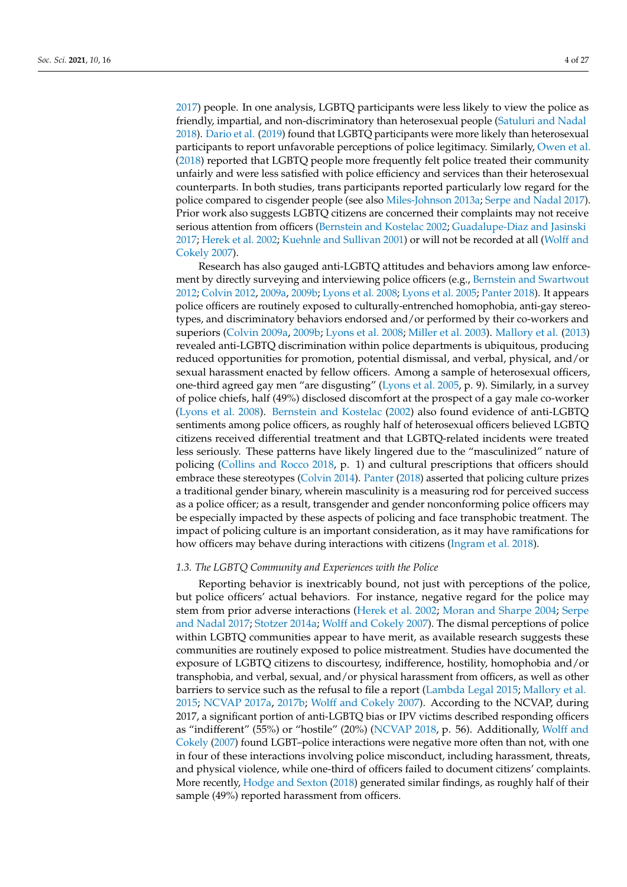2017) people. In one analysis, LGBTQ participants were less likely to view the police as friendly, impartial, and non-discriminatory than heterosexual people (Satuluri and Nadal 2018). Dario et al. (2019) found that LGBTQ participants were more likely than heterosexual participants to report unfavorable perceptions of police legitimacy. Similarly, Owen et al. (2018) reported that LGBTQ people more frequently felt police treated their community unfairly and were less satisfied with police efficiency and services than their heterosexual counterparts. In both studies, trans participants reported particularly low regard for the police compared to cisgender people (see also Miles-Johnson 2013a; Serpe and Nadal 2017). Prior work also suggests LGBTQ citizens are concerned their complaints may not receive serious attention from officers (Bernstein and Kostelac 2002; Guadalupe-Diaz and Jasinski 2017; Herek et al. 2002; Kuehnle and Sullivan 2001) or will not be recorded at all (Wolff and Cokely 2007).

Research has also gauged anti-LGBTQ attitudes and behaviors among law enforcement by directly surveying and interviewing police officers (e.g., Bernstein and Swartwout 2012; Colvin 2012, 2009a, 2009b; Lyons et al. 2008; Lyons et al. 2005; Panter 2018). It appears police officers are routinely exposed to culturally-entrenched homophobia, anti-gay stereotypes, and discriminatory behaviors endorsed and/or performed by their co-workers and superiors (Colvin 2009a, 2009b; Lyons et al. 2008; Miller et al. 2003). Mallory et al. (2013) revealed anti-LGBTQ discrimination within police departments is ubiquitous, producing reduced opportunities for promotion, potential dismissal, and verbal, physical, and/or sexual harassment enacted by fellow officers. Among a sample of heterosexual officers, one-third agreed gay men "are disgusting" (Lyons et al. 2005, p. 9). Similarly, in a survey of police chiefs, half (49%) disclosed discomfort at the prospect of a gay male co-worker (Lyons et al. 2008). Bernstein and Kostelac (2002) also found evidence of anti-LGBTQ sentiments among police officers, as roughly half of heterosexual officers believed LGBTQ citizens received differential treatment and that LGBTQ-related incidents were treated less seriously. These patterns have likely lingered due to the "masculinized" nature of policing (Collins and Rocco 2018, p. 1) and cultural prescriptions that officers should embrace these stereotypes (Colvin 2014). Panter (2018) asserted that policing culture prizes a traditional gender binary, wherein masculinity is a measuring rod for perceived success as a police officer; as a result, transgender and gender nonconforming police officers may be especially impacted by these aspects of policing and face transphobic treatment. The impact of policing culture is an important consideration, as it may have ramifications for how officers may behave during interactions with citizens (Ingram et al. 2018).

### *1.3. The LGBTQ Community and Experiences with the Police*

Reporting behavior is inextricably bound, not just with perceptions of the police, but police officers' actual behaviors. For instance, negative regard for the police may stem from prior adverse interactions (Herek et al. 2002; Moran and Sharpe 2004; Serpe and Nadal 2017; Stotzer 2014a; Wolff and Cokely 2007). The dismal perceptions of police within LGBTQ communities appear to have merit, as available research suggests these communities are routinely exposed to police mistreatment. Studies have documented the exposure of LGBTQ citizens to discourtesy, indifference, hostility, homophobia and/or transphobia, and verbal, sexual, and/or physical harassment from officers, as well as other barriers to service such as the refusal to file a report (Lambda Legal 2015; Mallory et al. 2015; NCVAP 2017a, 2017b; Wolff and Cokely 2007). According to the NCVAP, during 2017, a significant portion of anti-LGBTQ bias or IPV victims described responding officers as "indifferent" (55%) or "hostile" (20%) (NCVAP 2018, p. 56). Additionally, Wolff and Cokely (2007) found LGBT–police interactions were negative more often than not, with one in four of these interactions involving police misconduct, including harassment, threats, and physical violence, while one-third of officers failed to document citizens' complaints. More recently, Hodge and Sexton (2018) generated similar findings, as roughly half of their sample (49%) reported harassment from officers.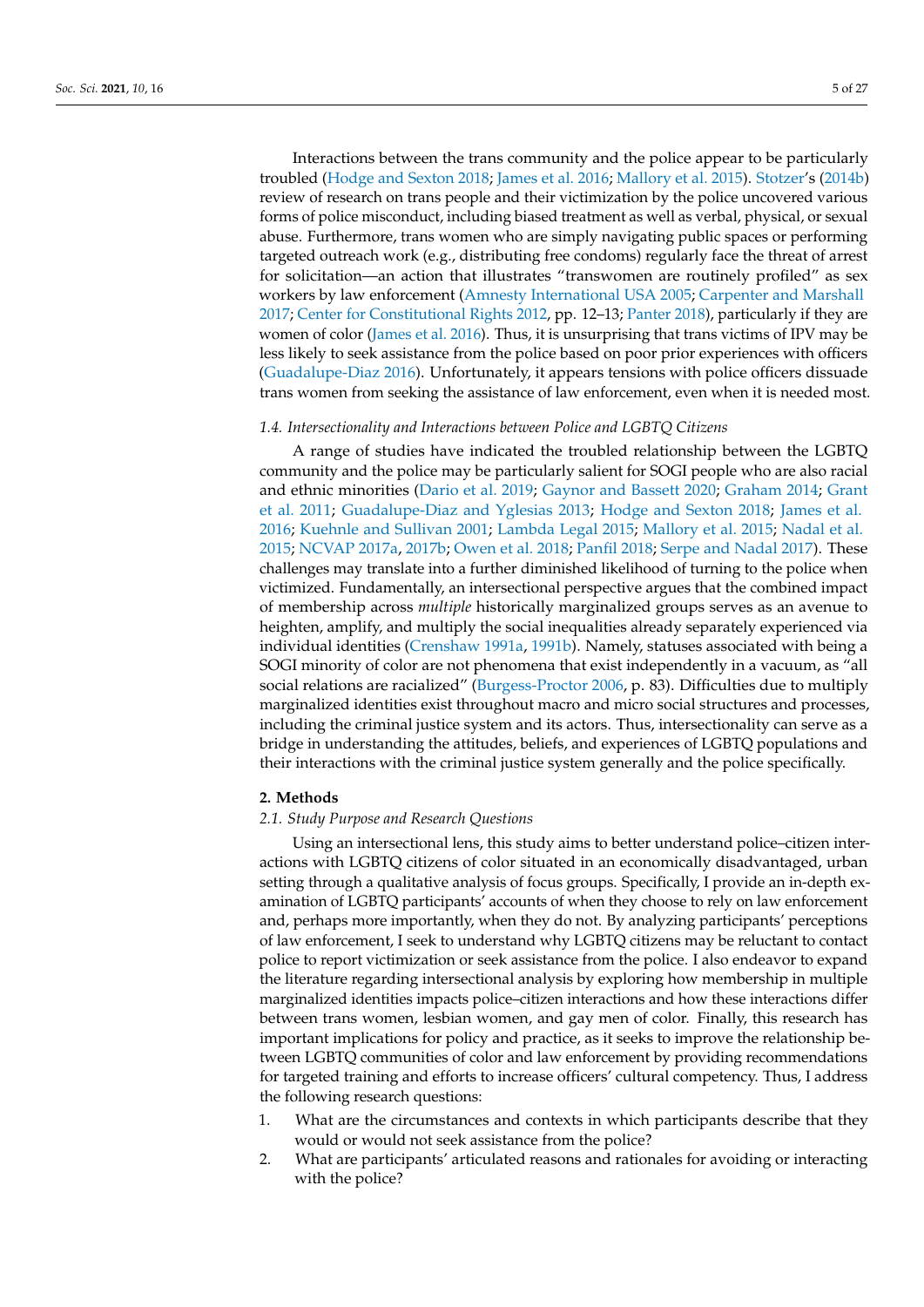Interactions between the trans community and the police appear to be particularly troubled (Hodge and Sexton 2018; James et al. 2016; Mallory et al. 2015). Stotzer's (2014b) review of research on trans people and their victimization by the police uncovered various forms of police misconduct, including biased treatment as well as verbal, physical, or sexual abuse. Furthermore, trans women who are simply navigating public spaces or performing targeted outreach work (e.g., distributing free condoms) regularly face the threat of arrest for solicitation—an action that illustrates "transwomen are routinely profiled" as sex workers by law enforcement (Amnesty International USA 2005; Carpenter and Marshall 2017; Center for Constitutional Rights 2012, pp. 12–13; Panter 2018), particularly if they are women of color (James et al. 2016). Thus, it is unsurprising that trans victims of IPV may be less likely to seek assistance from the police based on poor prior experiences with officers (Guadalupe-Diaz 2016). Unfortunately, it appears tensions with police officers dissuade trans women from seeking the assistance of law enforcement, even when it is needed most.

### 1.4. Intersectionality and Interactions between Police and LGBTQ Citizens

A range of studies have indicated the troubled relationship between the LGBTQ community and the police may be particularly salient for SOGI people who are also racial and ethnic minorities (Dario et al. 2019; Gaynor and Bassett 2020; Graham 2014; Grant et al. 2011; Guadalupe-Diaz and Yglesias 2013; Hodge and Sexton 2018; James et al. 2016; Kuehnle and Sullivan 2001; Lambda Legal 2015; Mallory et al. 2015; Nadal et al. 2015; NCVAP 2017a, 2017b; Owen et al. 2018; Panfil 2018; Serpe and Nadal 2017). These challenges may translate into a further diminished likelihood of turning to the police when victimized. Fundamentally, an intersectional perspective argues that the combined impact of membership across *multiple* historically marginalized groups serves as an avenue to heighten, amplify, and multiply the social inequalities already separately experienced via individual identities (Crenshaw 1991a, 1991b). Namely, statuses associated with being a SOGI minority of color are not phenomena that exist independently in a vacuum, as "all social relations are racialized" (Burgess-Proctor 2006, p. 83). Difficulties due to multiply marginalized identities exist throughout macro and micro social structures and processes, including the criminal justice system and its actors. Thus, intersectionality can serve as a bridge in understanding the attitudes, beliefs, and experiences of LGBTQ populations and their interactions with the criminal justice system generally and the police specifically.

## 2. Methods

### 2.1. Study Purpose and Research Questions

Using an intersectional lens, this study aims to better understand police–citizen interactions with LGBTQ citizens of color situated in an economically disadvantaged, urban setting through a qualitative analysis of focus groups. Specifically, I provide an in-depth examination of LGBTQ participants' accounts of when they choose to rely on law enforcement and, perhaps more importantly, when they do not. By analyzing participants' perceptions of law enforcement, I seek to understand why LGBTQ citizens may be reluctant to contact police to report victimization or seek assistance from the police. I also endeavor to expand the literature regarding intersectional analysis by exploring how membership in multiple marginalized identities impacts police–citizen interactions and how these interactions differ between trans women, lesbian women, and gay men of color. Finally, this research has important implications for policy and practice, as it seeks to improve the relationship between LGBTQ communities of color and law enforcement by providing recommendations for targeted training and efforts to increase officers' cultural competency. Thus, I address the following research questions:

1. What are the circumstances and contexts in which participants describe that they would or would not seek assistance from the police?
2. What are participants' articulated reasons and rationales for avoiding or interacting with the police?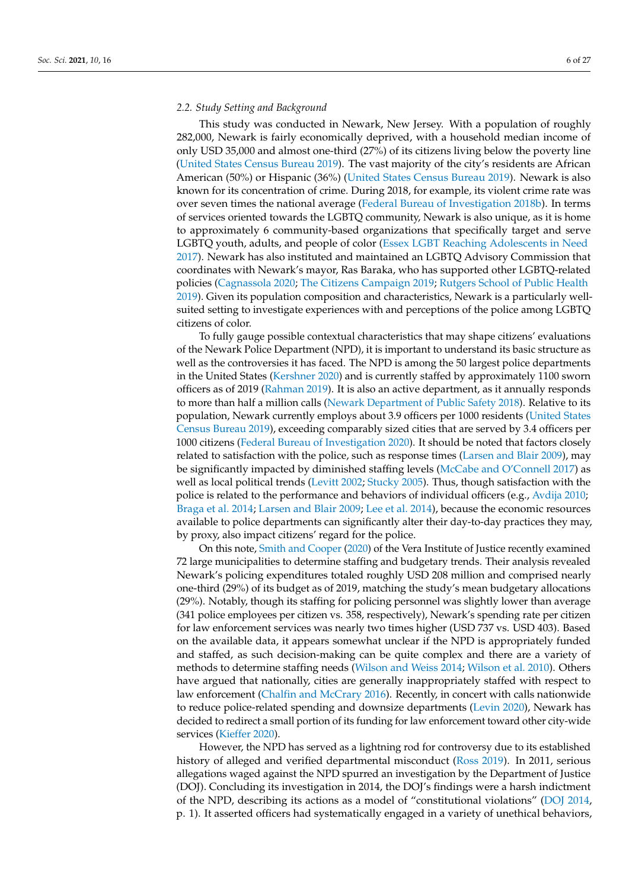### 2.2. Study Setting and Background

This study was conducted in Newark, New Jersey. With a population of roughly 282,000, Newark is fairly economically deprived, with a household median income of only USD 35,000 and almost one-third (27%) of its citizens living below the poverty line (United States Census Bureau 2019). The vast majority of the city's residents are African American (50%) or Hispanic (36%) (United States Census Bureau 2019). Newark is also known for its concentration of crime. During 2018, for example, its violent crime rate was over seven times the national average (Federal Bureau of Investigation 2018b). In terms of services oriented towards the LGBTQ community, Newark is also unique, as it is home to approximately 6 community-based organizations that specifically target and serve LGBTQ youth, adults, and people of color (Essex LGBT Reaching Adolescents in Need 2017). Newark has also instituted and maintained an LGBTQ Advisory Commission that coordinates with Newark's mayor, Ras Baraka, who has supported other LGBTQ-related policies (Cagnassola 2020; The Citizens Campaign 2019; Rutgers School of Public Health 2019). Given its population composition and characteristics, Newark is a particularly well-suited setting to investigate experiences with and perceptions of the police among LGBTQ citizens of color.

To fully gauge possible contextual characteristics that may shape citizens' evaluations of the Newark Police Department (NPD), it is important to understand its basic structure as well as the controversies it has faced. The NPD is among the 50 largest police departments in the United States (Kershner 2020) and is currently staffed by approximately 1100 sworn officers as of 2019 (Rahman 2019). It is also an active department, as it annually responds to more than half a million calls (Newark Department of Public Safety 2018). Relative to its population, Newark currently employs about 3.9 officers per 1000 residents (United States Census Bureau 2019), exceeding comparably sized cities that are served by 3.4 officers per 1000 citizens (Federal Bureau of Investigation 2020). It should be noted that factors closely related to satisfaction with the police, such as response times (Larsen and Blair 2009), may be significantly impacted by diminished staffing levels (McCabe and O'Connell 2017) as well as local political trends (Levitt 2002; Stucky 2005). Thus, though satisfaction with the police is related to the performance and behaviors of individual officers (e.g., Avdija 2010; Braga et al. 2014; Larsen and Blair 2009; Lee et al. 2014), because the economic resources available to police departments can significantly alter their day-to-day practices they may, by proxy, also impact citizens' regard for the police.

On this note, Smith and Cooper (2020) of the Vera Institute of Justice recently examined 72 large municipalities to determine staffing and budgetary trends. Their analysis revealed Newark's policing expenditures totaled roughly USD 208 million and comprised nearly one-third (29%) of its budget as of 2019, matching the study's mean budgetary allocations (29%). Notably, though its staffing for policing personnel was slightly lower than average (341 police employees per citizen vs. 358, respectively), Newark's spending rate per citizen for law enforcement services was nearly two times higher (USD 737 vs. USD 403). Based on the available data, it appears somewhat unclear if the NPD is appropriately funded and staffed, as such decision-making can be quite complex and there are a variety of methods to determine staffing needs (Wilson and Weiss 2014; Wilson et al. 2010). Others have argued that nationally, cities are generally inappropriately staffed with respect to law enforcement (Chalfin and McCrary 2016). Recently, in concert with calls nationwide to reduce police-related spending and downsize departments (Levin 2020), Newark has decided to redirect a small portion of its funding for law enforcement toward other city-wide services (Kieffer 2020).

However, the NPD has served as a lightning rod for controversy due to its established history of alleged and verified departmental misconduct (Ross 2019). In 2011, serious allegations waged against the NPD spurred an investigation by the Department of Justice (DOJ). Concluding its investigation in 2014, the DOJ's findings were a harsh indictment of the NPD, describing its actions as a model of "constitutional violations" (DOJ 2014, p. 1). It asserted officers had systematically engaged in a variety of unethical behaviors,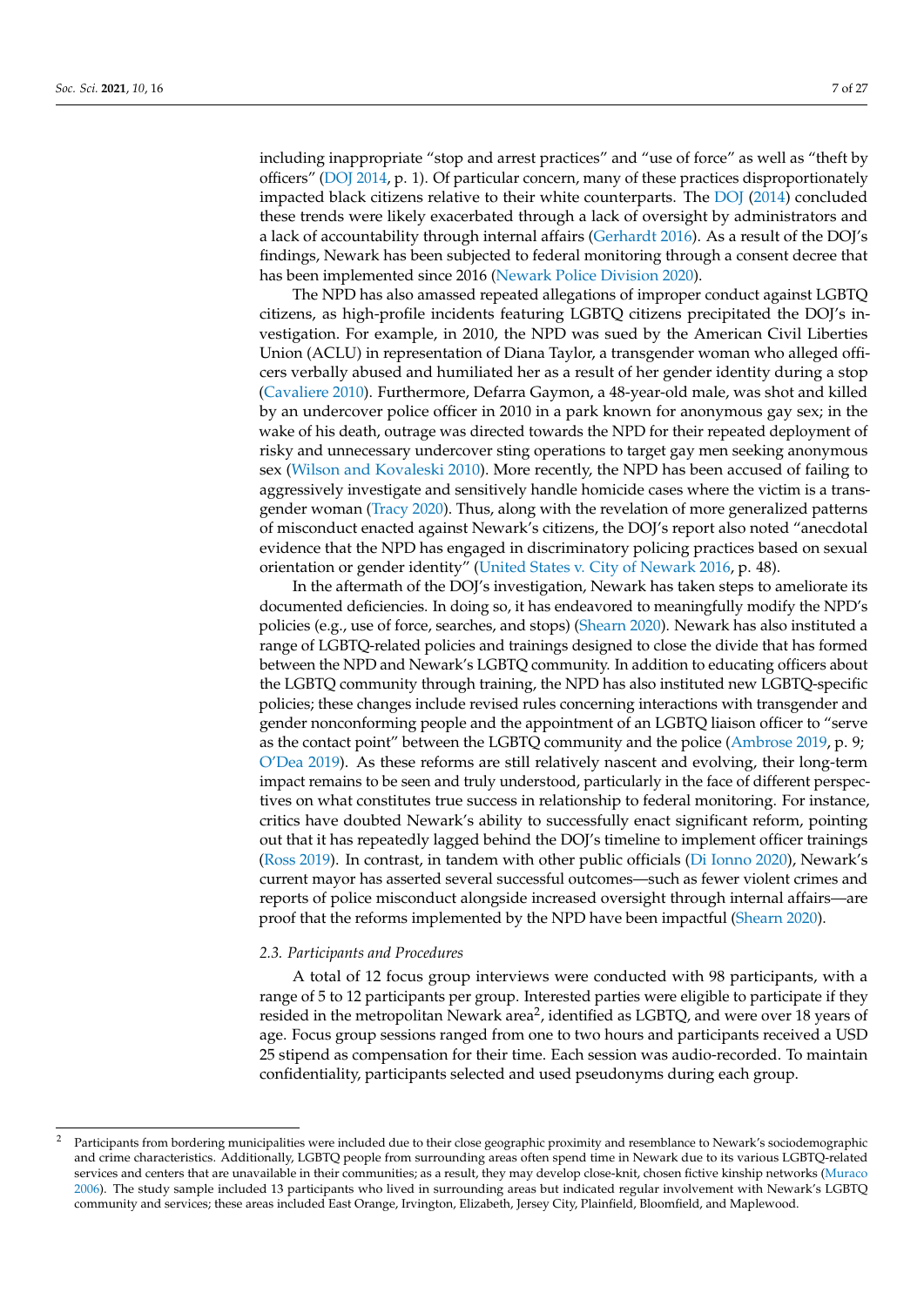including inappropriate "stop and arrest practices" and "use of force" as well as "theft by officers" (DOJ 2014, p. 1). Of particular concern, many of these practices disproportionately impacted black citizens relative to their white counterparts. The DOJ (2014) concluded these trends were likely exacerbated through a lack of oversight by administrators and a lack of accountability through internal affairs (Gerhardt 2016). As a result of the DOJ's findings, Newark has been subjected to federal monitoring through a consent decree that has been implemented since 2016 (Newark Police Division 2020).

The NPD has also amassed repeated allegations of improper conduct against LGBTQ citizens, as high-profile incidents featuring LGBTQ citizens precipitated the DOJ's investigation. For example, in 2010, the NPD was sued by the American Civil Liberties Union (ACLU) in representation of Diana Taylor, a transgender woman who alleged officers verbally abused and humiliated her as a result of her gender identity during a stop (Cavaliere 2010). Furthermore, Defarra Gaymon, a 48-year-old male, was shot and killed by an undercover police officer in 2010 in a park known for anonymous gay sex; in the wake of his death, outrage was directed towards the NPD for their repeated deployment of risky and unnecessary undercover sting operations to target gay men seeking anonymous sex (Wilson and Kovaleski 2010). More recently, the NPD has been accused of failing to aggressively investigate and sensitively handle homicide cases where the victim is a transgender woman (Tracy 2020). Thus, along with the revelation of more generalized patterns of misconduct enacted against Newark's citizens, the DOJ's report also noted "anecdotal evidence that the NPD has engaged in discriminatory policing practices based on sexual orientation or gender identity" (United States v. City of Newark 2016, p. 48).

In the aftermath of the DOJ's investigation, Newark has taken steps to ameliorate its documented deficiencies. In doing so, it has endeavored to meaningfully modify the NPD's policies (e.g., use of force, searches, and stops) (Shearn 2020). Newark has also instituted a range of LGBTQ-related policies and trainings designed to close the divide that has formed between the NPD and Newark's LGBTQ community. In addition to educating officers about the LGBTQ community through training, the NPD has also instituted new LGBTQ-specific policies; these changes include revised rules concerning interactions with transgender and gender nonconforming people and the appointment of an LGBTQ liaison officer to "serve as the contact point" between the LGBTQ community and the police (Ambrose 2019, p. 9; O'Dea 2019). As these reforms are still relatively nascent and evolving, their long-term impact remains to be seen and truly understood, particularly in the face of different perspectives on what constitutes true success in relationship to federal monitoring. For instance, critics have doubted Newark's ability to successfully enact significant reform, pointing out that it has repeatedly lagged behind the DOJ's timeline to implement officer trainings (Ross 2019). In contrast, in tandem with other public officials (Di Ionno 2020), Newark's current mayor has asserted several successful outcomes—such as fewer violent crimes and reports of police misconduct alongside increased oversight through internal affairs—are proof that the reforms implemented by the NPD have been impactful (Shearn 2020).

### *2.3. Participants and Procedures*

A total of 12 focus group interviews were conducted with 98 participants, with a range of 5 to 12 participants per group. Interested parties were eligible to participate if they resided in the metropolitan Newark area[2], identified as LGBTQ, and were over 18 years of age. Focus group sessions ranged from one to two hours and participants received a USD 25 stipend as compensation for their time. Each session was audio-recorded. To maintain confidentiality, participants selected and used pseudonyms during each group.

---

[2] Participants from bordering municipalities were included due to their close geographic proximity and resemblance to Newark's sociodemographic and crime characteristics. Additionally, LGBTQ people from surrounding areas often spend time in Newark due to its various LGBTQ-related services and centers that are unavailable in their communities; as a result, they may develop close-knit, chosen fictive kinship networks (Muraco 2006). The study sample included 13 participants who lived in surrounding areas but indicated regular involvement with Newark's LGBTQ community and services; these areas included East Orange, Irvington, Elizabeth, Jersey City, Plainfield, Bloomfield, and Maplewood.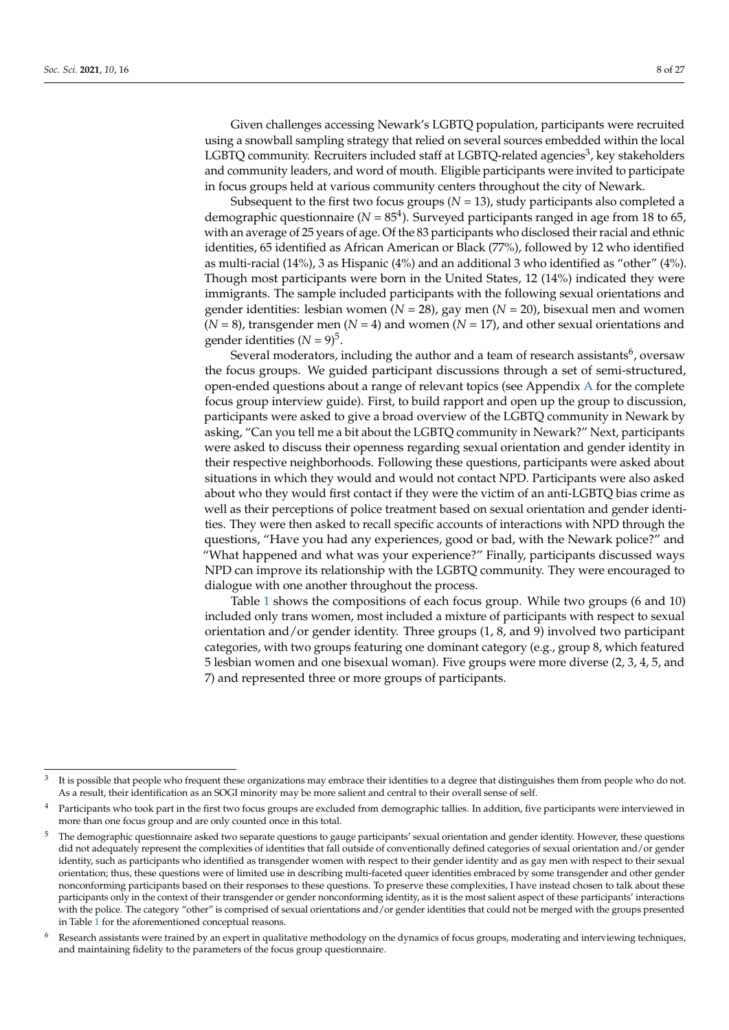Given challenges accessing Newark's LGBTQ population, participants were recruited using a snowball sampling strategy that relied on several sources embedded within the local LGBTQ community. Recruiters included staff at LGBTQ-related agencies[3], key stakeholders and community leaders, and word of mouth. Eligible participants were invited to participate in focus groups held at various community centers throughout the city of Newark.

Subsequent to the first two focus groups (*N* = 13), study participants also completed a demographic questionnaire (*N* = 85[4]). Surveyed participants ranged in age from 18 to 65, with an average of 25 years of age. Of the 83 participants who disclosed their racial and ethnic identities, 65 identified as African American or Black (77%), followed by 12 who identified as multi-racial (14%), 3 as Hispanic (4%) and an additional 3 who identified as "other" (4%). Though most participants were born in the United States, 12 (14%) indicated they were immigrants. The sample included participants with the following sexual orientations and gender identities: lesbian women (*N* = 28), gay men (*N* = 20), bisexual men and women (*N* = 8), transgender men (*N* = 4) and women (*N* = 17), and other sexual orientations and gender identities (*N* = 9)[5].

Several moderators, including the author and a team of research assistants[6], oversaw the focus groups. We guided participant discussions through a set of semi-structured, open-ended questions about a range of relevant topics (see Appendix A for the complete focus group interview guide). First, to build rapport and open up the group to discussion, participants were asked to give a broad overview of the LGBTQ community in Newark by asking, "Can you tell me a bit about the LGBTQ community in Newark?" Next, participants were asked to discuss their openness regarding sexual orientation and gender identity in their respective neighborhoods. Following these questions, participants were asked about situations in which they would and would not contact NPD. Participants were also asked about who they would first contact if they were the victim of an anti-LGBTQ bias crime as well as their perceptions of police treatment based on sexual orientation and gender identities. They were then asked to recall specific accounts of interactions with NPD through the questions, "Have you had any experiences, good or bad, with the Newark police?" and "What happened and what was your experience?" Finally, participants discussed ways NPD can improve its relationship with the LGBTQ community. They were encouraged to dialogue with one another throughout the process.

Table 1 shows the compositions of each focus group. While two groups (6 and 10) included only trans women, most included a mixture of participants with respect to sexual orientation and/or gender identity. Three groups (1, 8, and 9) involved two participant categories, with two groups featuring one dominant category (e.g., group 8, which featured 5 lesbian women and one bisexual woman). Five groups were more diverse (2, 3, 4, 5, and 7) and represented three or more groups of participants.

---

[3] It is possible that people who frequent these organizations may embrace their identities to a degree that distinguishes them from people who do not. As a result, their identification as an SOGI minority may be more salient and central to their overall sense of self.

[4] Participants who took part in the first two focus groups are excluded from demographic tallies. In addition, five participants were interviewed in more than one focus group and are only counted once in this total.

[5] The demographic questionnaire asked two separate questions to gauge participants' sexual orientation and gender identity. However, these questions did not adequately represent the complexities of identities that fall outside of conventionally defined categories of sexual orientation and/or gender identity, such as participants who identified as transgender women with respect to their gender identity and as gay men with respect to their sexual orientation; thus, these questions were of limited use in describing multi-faceted queer identities embraced by some transgender and other gender nonconforming participants based on their responses to these questions. To preserve these complexities, I have instead chosen to talk about these participants only in the context of their transgender or gender nonconforming identity, as it is the most salient aspect of these participants' interactions with the police. The category "other" is comprised of sexual orientations and/or gender identities that could not be merged with the groups presented in Table 1 for the aforementioned conceptual reasons.

[6] Research assistants were trained by an expert in qualitative methodology on the dynamics of focus groups, moderating and interviewing techniques, and maintaining fidelity to the parameters of the focus group questionnaire.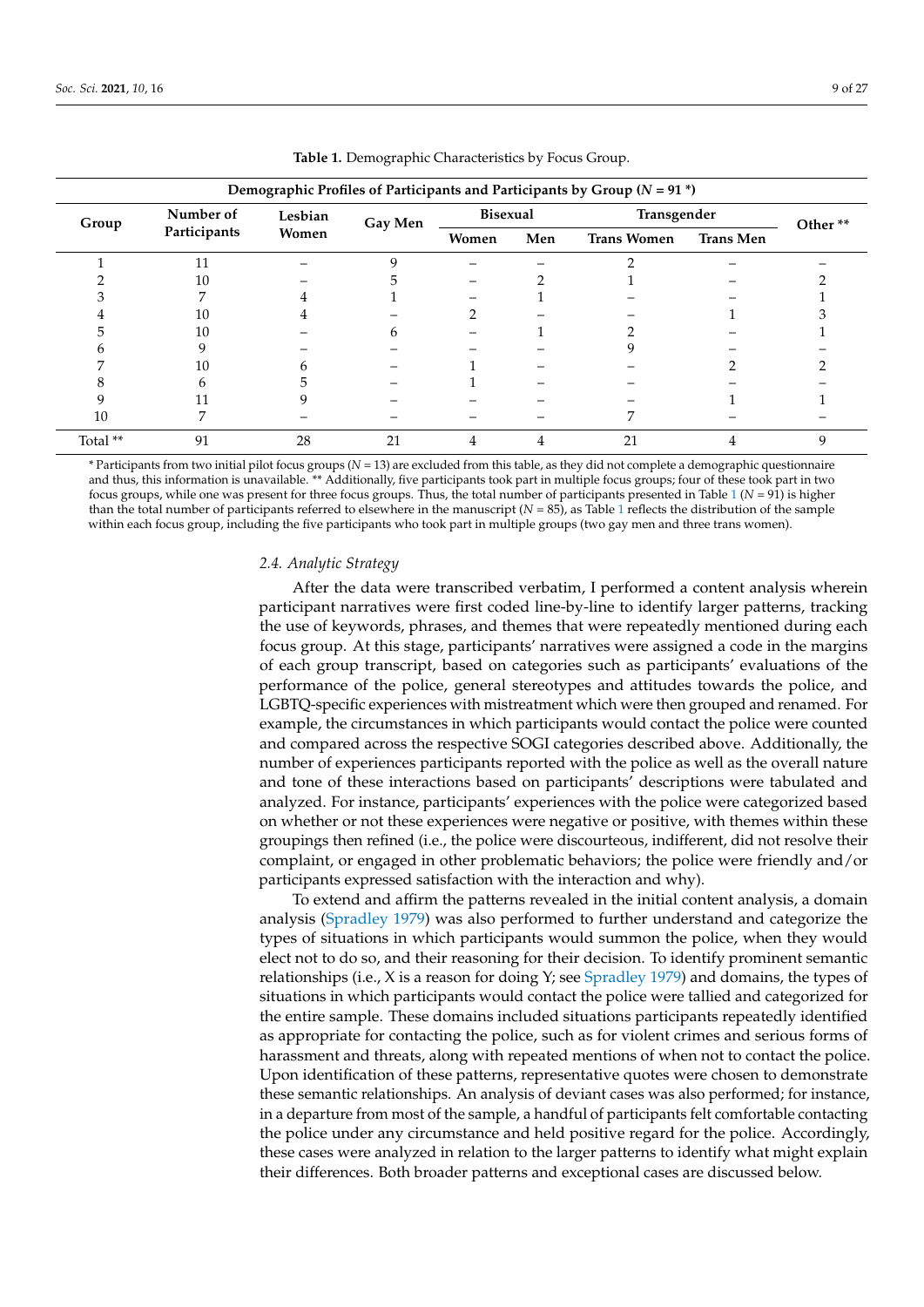**Table 1.** Demographic Characteristics by Focus Group.

| Demographic Profiles of Participants and Participants by Group ($N$ = 91 *) | | | | | | | | |
|---|---|---|---|---|---|---|---|---|
| Group | Number of Participants | Lesbian Women | Gay Men | Bisexual | | Transgender | | Other ** |
| | | | | Women | Men | Trans Women | Trans Men | |
| 1 | 11 | – | 9 | – | – | 2 | – | – |
| 2 | 10 | – | 5 | – | 2 | 1 | – | 2 |
| 3 | 7 | 4 | 1 | – | 1 | – | – | 1 |
| 4 | 10 | 4 | – | 2 | – | – | 1 | 3 |
| 5 | 10 | – | 6 | – | 1 | 2 | – | 1 |
| 6 | 9 | – | – | – | – | 9 | – | – |
| 7 | 10 | 6 | – | 1 | – | – | 2 | 2 |
| 8 | 6 | 5 | – | 1 | – | – | – | – |
| 9 | 11 | 9 | – | – | – | – | 1 | 1 |
| 10 | 7 | – | – | – | – | 7 | – | – |
| Total ** | 91 | 28 | 21 | 4 | 4 | 21 | 4 | 9 |

* Participants from two initial pilot focus groups ($N$ = 13) are excluded from this table, as they did not complete a demographic questionnaire and thus, this information is unavailable. ** Additionally, five participants took part in multiple focus groups; four of these took part in two focus groups, while one was present for three focus groups. Thus, the total number of participants presented in Table 1 ($N$ = 91) is higher than the total number of participants referred to elsewhere in the manuscript ($N$ = 85), as Table 1 reflects the distribution of the sample within each focus group, including the five participants who took part in multiple groups (two gay men and three trans women).

### *2.4. Analytic Strategy*

After the data were transcribed verbatim, I performed a content analysis wherein participant narratives were first coded line-by-line to identify larger patterns, tracking the use of keywords, phrases, and themes that were repeatedly mentioned during each focus group. At this stage, participants' narratives were assigned a code in the margins of each group transcript, based on categories such as participants' evaluations of the performance of the police, general stereotypes and attitudes towards the police, and LGBTQ-specific experiences with mistreatment which were then grouped and renamed. For example, the circumstances in which participants would contact the police were counted and compared across the respective SOGI categories described above. Additionally, the number of experiences participants reported with the police as well as the overall nature and tone of these interactions based on participants' descriptions were tabulated and analyzed. For instance, participants' experiences with the police were categorized based on whether or not these experiences were negative or positive, with themes within these groupings then refined (i.e., the police were discourteous, indifferent, did not resolve their complaint, or engaged in other problematic behaviors; the police were friendly and/or participants expressed satisfaction with the interaction and why).

To extend and affirm the patterns revealed in the initial content analysis, a domain analysis (Spradley 1979) was also performed to further understand and categorize the types of situations in which participants would summon the police, when they would elect not to do so, and their reasoning for their decision. To identify prominent semantic relationships (i.e., X is a reason for doing Y; see Spradley 1979) and domains, the types of situations in which participants would contact the police were tallied and categorized for the entire sample. These domains included situations participants repeatedly identified as appropriate for contacting the police, such as for violent crimes and serious forms of harassment and threats, along with repeated mentions of when not to contact the police. Upon identification of these patterns, representative quotes were chosen to demonstrate these semantic relationships. An analysis of deviant cases was also performed; for instance, in a departure from most of the sample, a handful of participants felt comfortable contacting the police under any circumstance and held positive regard for the police. Accordingly, these cases were analyzed in relation to the larger patterns to identify what might explain their differences. Both broader patterns and exceptional cases are discussed below.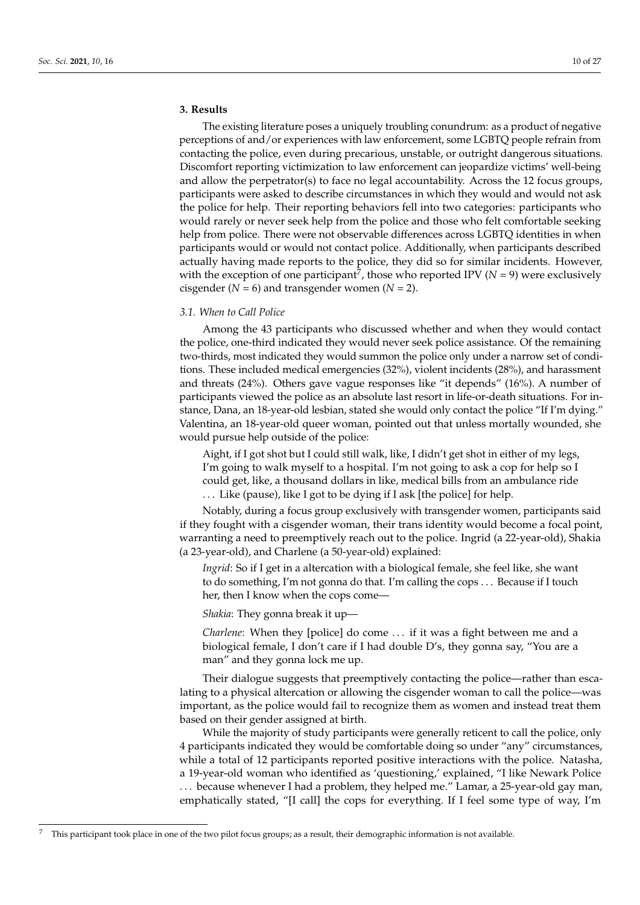## 3. Results

The existing literature poses a uniquely troubling conundrum: as a product of negative perceptions of and/or experiences with law enforcement, some LGBTQ people refrain from contacting the police, even during precarious, unstable, or outright dangerous situations. Discomfort reporting victimization to law enforcement can jeopardize victims' well-being and allow the perpetrator(s) to face no legal accountability. Across the 12 focus groups, participants were asked to describe circumstances in which they would and would not ask the police for help. Their reporting behaviors fell into two categories: participants who would rarely or never seek help from the police and those who felt comfortable seeking help from police. There were not observable differences across LGBTQ identities in when participants would or would not contact police. Additionally, when participants described actually having made reports to the police, they did so for similar incidents. However, with the exception of one participant[7], those who reported IPV ($N = 9$) were exclusively cisgender ($N = 6$) and transgender women ($N = 2$).

### 3.1. When to Call Police

Among the 43 participants who discussed whether and when they would contact the police, one-third indicated they would never seek police assistance. Of the remaining two-thirds, most indicated they would summon the police only under a narrow set of conditions. These included medical emergencies (32%), violent incidents (28%), and harassment and threats (24%). Others gave vague responses like "it depends" (16%). A number of participants viewed the police as an absolute last resort in life-or-death situations. For instance, Dana, an 18-year-old lesbian, stated she would only contact the police "If I'm dying." Valentina, an 18-year-old queer woman, pointed out that unless mortally wounded, she would pursue help outside of the police:

> Aight, if I got shot but I could still walk, like, I didn't get shot in either of my legs, I'm going to walk myself to a hospital. I'm not going to ask a cop for help so I could get, like, a thousand dollars in like, medical bills from an ambulance ride ... Like (pause), like I got to be dying if I ask [the police] for help.

Notably, during a focus group exclusively with transgender women, participants said if they fought with a cisgender woman, their trans identity would become a focal point, warranting a need to preemptively reach out to the police. Ingrid (a 22-year-old), Shakia (a 23-year-old), and Charlene (a 50-year-old) explained:

> *Ingrid*: So if I get in a altercation with a biological female, she feel like, she want to do something, I'm not gonna do that. I'm calling the cops ... Because if I touch her, then I know when the cops come—
>
> *Shakia*: They gonna break it up—
>
> *Charlene*: When they [police] do come ... if it was a fight between me and a biological female, I don't care if I had double D's, they gonna say, "You are a man" and they gonna lock me up.

Their dialogue suggests that preemptively contacting the police—rather than escalating to a physical altercation or allowing the cisgender woman to call the police—was important, as the police would fail to recognize them as women and instead treat them based on their gender assigned at birth.

While the majority of study participants were generally reticent to call the police, only 4 participants indicated they would be comfortable doing so under "any" circumstances, while a total of 12 participants reported positive interactions with the police. Natasha, a 19-year-old woman who identified as 'questioning,' explained, "I like Newark Police ... because whenever I had a problem, they helped me." Lamar, a 25-year-old gay man, emphatically stated, "[I call] the cops for everything. If I feel some type of way, I'm

[7] This participant took place in one of the two pilot focus groups; as a result, their demographic information is not available.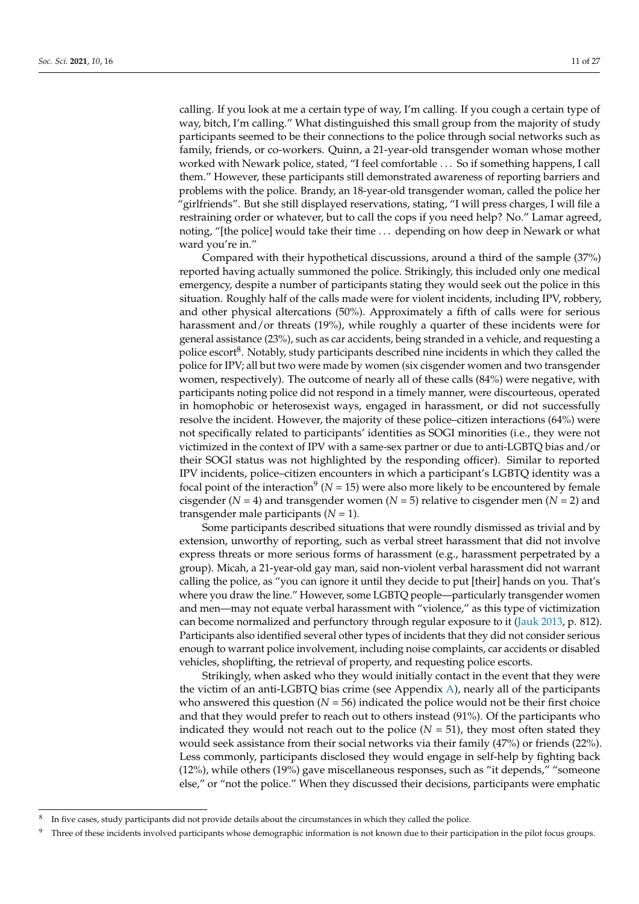calling. If you look at me a certain type of way, I'm calling. If you cough a certain type of way, bitch, I'm calling." What distinguished this small group from the majority of study participants seemed to be their connections to the police through social networks such as family, friends, or co-workers. Quinn, a 21-year-old transgender woman whose mother worked with Newark police, stated, "I feel comfortable . . . So if something happens, I call them." However, these participants still demonstrated awareness of reporting barriers and problems with the police. Brandy, an 18-year-old transgender woman, called the police her "girlfriends". But she still displayed reservations, stating, "I will press charges, I will file a restraining order or whatever, but to call the cops if you need help? No." Lamar agreed, noting, "[the police] would take their time . . . depending on how deep in Newark or what ward you're in."

Compared with their hypothetical discussions, around a third of the sample (37%) reported having actually summoned the police. Strikingly, this included only one medical emergency, despite a number of participants stating they would seek out the police in this situation. Roughly half of the calls made were for violent incidents, including IPV, robbery, and other physical altercations (50%). Approximately a fifth of calls were for serious harassment and/or threats (19%), while roughly a quarter of these incidents were for general assistance (23%), such as car accidents, being stranded in a vehicle, and requesting a police escort[8]. Notably, study participants described nine incidents in which they called the police for IPV; all but two were made by women (six cisgender women and two transgender women, respectively). The outcome of nearly all of these calls (84%) were negative, with participants noting police did not respond in a timely manner, were discourteous, operated in homophobic or heterosexist ways, engaged in harassment, or did not successfully resolve the incident. However, the majority of these police–citizen interactions (64%) were not specifically related to participants' identities as SOGI minorities (i.e., they were not victimized in the context of IPV with a same-sex partner or due to anti-LGBTQ bias and/or their SOGI status was not highlighted by the responding officer). Similar to reported IPV incidents, police–citizen encounters in which a participant's LGBTQ identity was a focal point of the interaction[9] ($N = 15$) were also more likely to be encountered by female cisgender ($N = 4$) and transgender women ($N = 5$) relative to cisgender men ($N = 2$) and transgender male participants ($N = 1$).

Some participants described situations that were roundly dismissed as trivial and by extension, unworthy of reporting, such as verbal street harassment that did not involve express threats or more serious forms of harassment (e.g., harassment perpetrated by a group). Micah, a 21-year-old gay man, said non-violent verbal harassment did not warrant calling the police, as "you can ignore it until they decide to put [their] hands on you. That's where you draw the line." However, some LGBTQ people—particularly transgender women and men—may not equate verbal harassment with "violence," as this type of victimization can become normalized and perfunctory through regular exposure to it (Jauk 2013, p. 812). Participants also identified several other types of incidents that they did not consider serious enough to warrant police involvement, including noise complaints, car accidents or disabled vehicles, shoplifting, the retrieval of property, and requesting police escorts.

Strikingly, when asked who they would initially contact in the event that they were the victim of an anti-LGBTQ bias crime (see Appendix A), nearly all of the participants who answered this question ($N = 56$) indicated the police would not be their first choice and that they would prefer to reach out to others instead (91%). Of the participants who indicated they would not reach out to the police ($N = 51$), they most often stated they would seek assistance from their social networks via their family (47%) or friends (22%). Less commonly, participants disclosed they would engage in self-help by fighting back (12%), while others (19%) gave miscellaneous responses, such as "it depends," "someone else," or "not the police." When they discussed their decisions, participants were emphatic

[8] In five cases, study participants did not provide details about the circumstances in which they called the police.

[9] Three of these incidents involved participants whose demographic information is not known due to their participation in the pilot focus groups.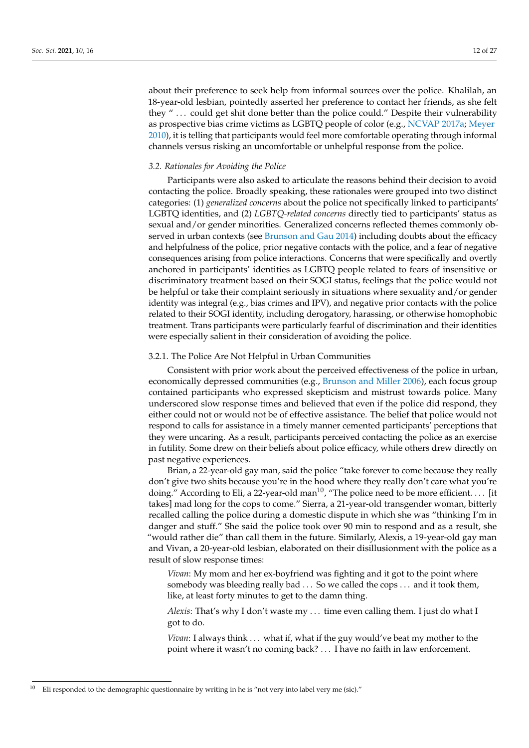about their preference to seek help from informal sources over the police. Khalilah, an 18-year-old lesbian, pointedly asserted her preference to contact her friends, as she felt they " . . . could get shit done better than the police could." Despite their vulnerability as prospective bias crime victims as LGBTQ people of color (e.g., NCVAP 2017a; Meyer 2010), it is telling that participants would feel more comfortable operating through informal channels versus risking an uncomfortable or unhelpful response from the police.

### 3.2. Rationales for Avoiding the Police

Participants were also asked to articulate the reasons behind their decision to avoid contacting the police. Broadly speaking, these rationales were grouped into two distinct categories: (1) *generalized concerns* about the police not specifically linked to participants' LGBTQ identities, and (2) *LGBTQ-related concerns* directly tied to participants' status as sexual and/or gender minorities. Generalized concerns reflected themes commonly observed in urban contexts (see Brunson and Gau 2014) including doubts about the efficacy and helpfulness of the police, prior negative contacts with the police, and a fear of negative consequences arising from police interactions. Concerns that were specifically and overtly anchored in participants' identities as LGBTQ people related to fears of insensitive or discriminatory treatment based on their SOGI status, feelings that the police would not be helpful or take their complaint seriously in situations where sexuality and/or gender identity was integral (e.g., bias crimes and IPV), and negative prior contacts with the police related to their SOGI identity, including derogatory, harassing, or otherwise homophobic treatment. Trans participants were particularly fearful of discrimination and their identities were especially salient in their consideration of avoiding the police.

#### 3.2.1. The Police Are Not Helpful in Urban Communities

Consistent with prior work about the perceived effectiveness of the police in urban, economically depressed communities (e.g., Brunson and Miller 2006), each focus group contained participants who expressed skepticism and mistrust towards police. Many underscored slow response times and believed that even if the police did respond, they either could not or would not be of effective assistance. The belief that police would not respond to calls for assistance in a timely manner cemented participants' perceptions that they were uncaring. As a result, participants perceived contacting the police as an exercise in futility. Some drew on their beliefs about police efficacy, while others drew directly on past negative experiences.

Brian, a 22-year-old gay man, said the police "take forever to come because they really don't give two shits because you're in the hood where they really don't care what you're doing." According to Eli, a 22-year-old man[10], "The police need to be more efficient. . . . [it takes] mad long for the cops to come." Sierra, a 21-year-old transgender woman, bitterly recalled calling the police during a domestic dispute in which she was "thinking I'm in danger and stuff." She said the police took over 90 min to respond and as a result, she "would rather die" than call them in the future. Similarly, Alexis, a 19-year-old gay man and Vivan, a 20-year-old lesbian, elaborated on their disillusionment with the police as a result of slow response times:

> *Vivan*: My mom and her ex-boyfriend was fighting and it got to the point where somebody was bleeding really bad . . . So we called the cops . . . and it took them, like, at least forty minutes to get to the damn thing.
>
> *Alexis*: That's why I don't waste my . . . time even calling them. I just do what I got to do.
>
> *Vivan*: I always think . . . what if, what if the guy would've beat my mother to the point where it wasn't no coming back? . . . I have no faith in law enforcement.

[10] Eli responded to the demographic questionnaire by writing in he is "not very into label very me (sic)."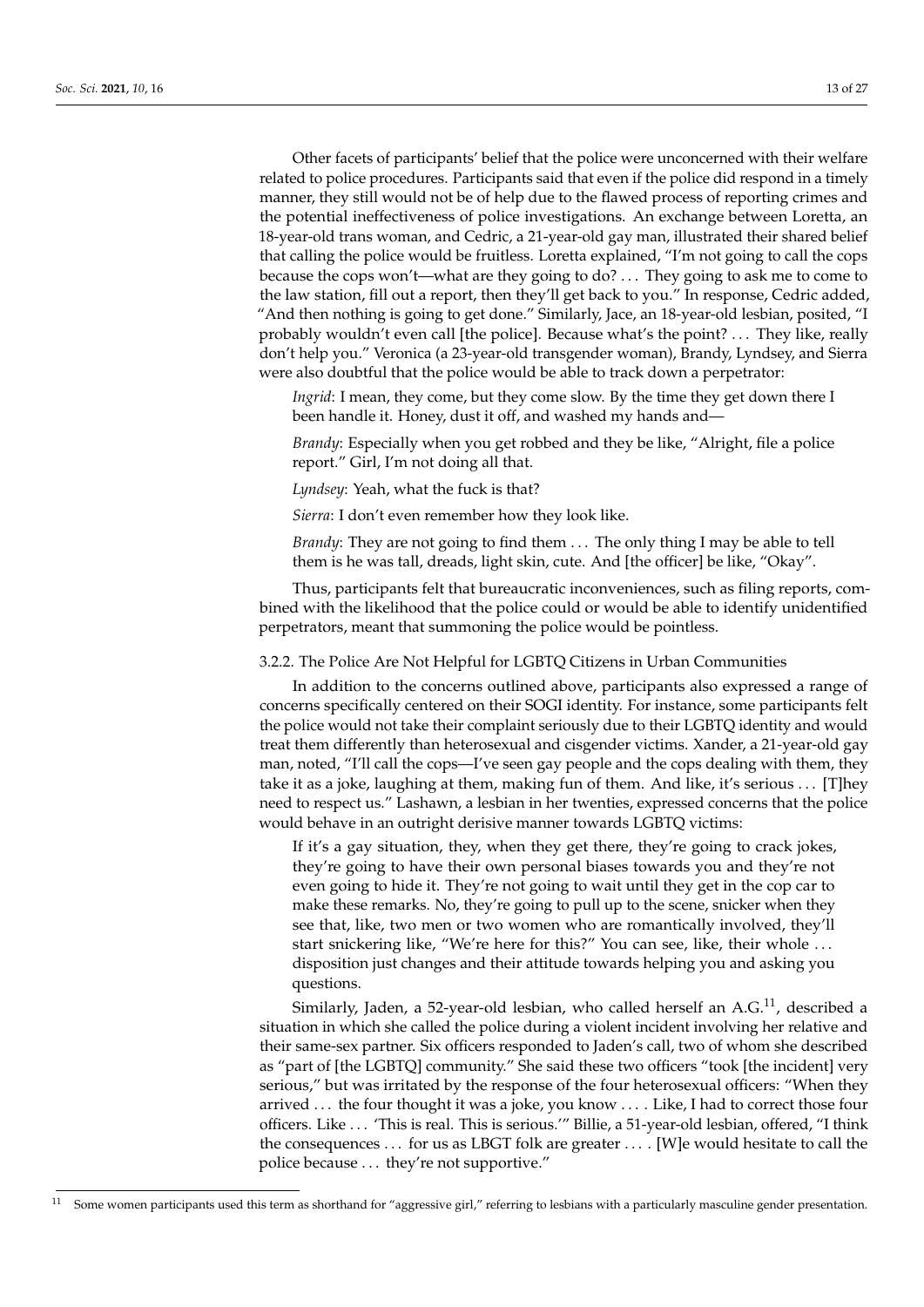Other facets of participants' belief that the police were unconcerned with their welfare related to police procedures. Participants said that even if the police did respond in a timely manner, they still would not be of help due to the flawed process of reporting crimes and the potential ineffectiveness of police investigations. An exchange between Loretta, an 18-year-old trans woman, and Cedric, a 21-year-old gay man, illustrated their shared belief that calling the police would be fruitless. Loretta explained, "I'm not going to call the cops because the cops won't—what are they going to do? . . . They going to ask me to come to the law station, fill out a report, then they'll get back to you." In response, Cedric added, "And then nothing is going to get done." Similarly, Jace, an 18-year-old lesbian, posited, "I probably wouldn't even call [the police]. Because what's the point? . . . They like, really don't help you." Veronica (a 23-year-old transgender woman), Brandy, Lyndsey, and Sierra were also doubtful that the police would be able to track down a perpetrator:

> *Ingrid*: I mean, they come, but they come slow. By the time they get down there I been handle it. Honey, dust it off, and washed my hands and—
>
> *Brandy*: Especially when you get robbed and they be like, "Alright, file a police report." Girl, I'm not doing all that.
>
> *Lyndsey*: Yeah, what the fuck is that?
>
> *Sierra*: I don't even remember how they look like.
>
> *Brandy*: They are not going to find them . . . The only thing I may be able to tell them is he was tall, dreads, light skin, cute. And [the officer] be like, "Okay".

Thus, participants felt that bureaucratic inconveniences, such as filing reports, combined with the likelihood that the police could or would be able to identify unidentified perpetrators, meant that summoning the police would be pointless.

#### 3.2.2. The Police Are Not Helpful for LGBTQ Citizens in Urban Communities

In addition to the concerns outlined above, participants also expressed a range of concerns specifically centered on their SOGI identity. For instance, some participants felt the police would not take their complaint seriously due to their LGBTQ identity and would treat them differently than heterosexual and cisgender victims. Xander, a 21-year-old gay man, noted, "I'll call the cops—I've seen gay people and the cops dealing with them, they take it as a joke, laughing at them, making fun of them. And like, it's serious . . . [T]hey need to respect us." Lashawn, a lesbian in her twenties, expressed concerns that the police would behave in an outright derisive manner towards LGBTQ victims:

> If it's a gay situation, they, when they get there, they're going to crack jokes, they're going to have their own personal biases towards you and they're not even going to hide it. They're not going to wait until they get in the cop car to make these remarks. No, they're going to pull up to the scene, snicker when they see that, like, two men or two women who are romantically involved, they'll start snickering like, "We're here for this?" You can see, like, their whole . . . disposition just changes and their attitude towards helping you and asking you questions.

Similarly, Jaden, a 52-year-old lesbian, who called herself an A.G.[11], described a situation in which she called the police during a violent incident involving her relative and their same-sex partner. Six officers responded to Jaden's call, two of whom she described as "part of [the LGBTQ] community." She said these two officers "took [the incident] very serious," but was irritated by the response of the four heterosexual officers: "When they arrived . . . the four thought it was a joke, you know . . . . Like, I had to correct those four officers. Like . . . 'This is real. This is serious.'" Billie, a 51-year-old lesbian, offered, "I think the consequences . . . for us as LBGT folk are greater . . . . [W]e would hesitate to call the police because . . . they're not supportive."

[11] Some women participants used this term as shorthand for "aggressive girl," referring to lesbians with a particularly masculine gender presentation.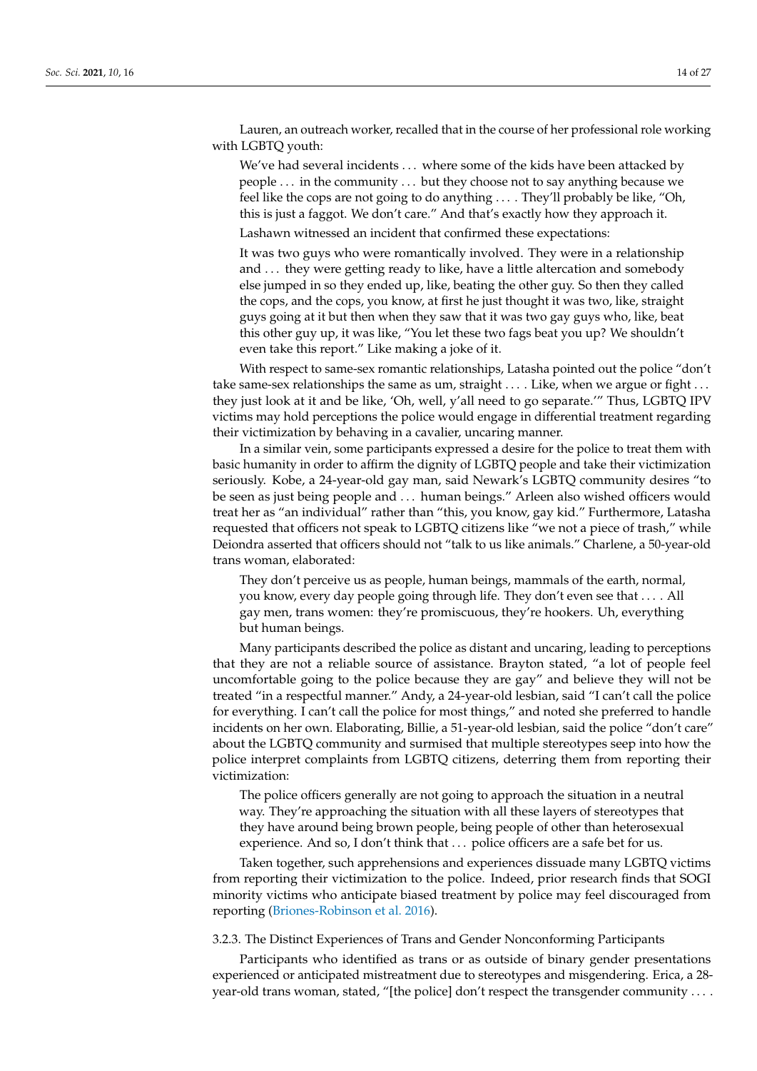Lauren, an outreach worker, recalled that in the course of her professional role working with LGBTQ youth:

> We've had several incidents ... where some of the kids have been attacked by people ... in the community ... but they choose not to say anything because we feel like the cops are not going to do anything .... They'll probably be like, "Oh, this is just a faggot. We don't care." And that's exactly how they approach it.

Lashawn witnessed an incident that confirmed these expectations:

> It was two guys who were romantically involved. They were in a relationship and ... they were getting ready to like, have a little altercation and somebody else jumped in so they ended up, like, beating the other guy. So then they called the cops, and the cops, you know, at first he just thought it was two, like, straight guys going at it but then when they saw that it was two gay guys who, like, beat this other guy up, it was like, "You let these two fags beat you up? We shouldn't even take this report." Like making a joke of it.

With respect to same-sex romantic relationships, Latasha pointed out the police "don't take same-sex relationships the same as um, straight .... Like, when we argue or fight ... they just look at it and be like, 'Oh, well, y'all need to go separate.'" Thus, LGBTQ IPV victims may hold perceptions the police would engage in differential treatment regarding their victimization by behaving in a cavalier, uncaring manner.

In a similar vein, some participants expressed a desire for the police to treat them with basic humanity in order to affirm the dignity of LGBTQ people and take their victimization seriously. Kobe, a 24-year-old gay man, said Newark's LGBTQ community desires "to be seen as just being people and ... human beings." Arleen also wished officers would treat her as "an individual" rather than "this, you know, gay kid." Furthermore, Latasha requested that officers not speak to LGBTQ citizens like "we not a piece of trash," while Deiondra asserted that officers should not "talk to us like animals." Charlene, a 50-year-old trans woman, elaborated:

> They don't perceive us as people, human beings, mammals of the earth, normal, you know, every day people going through life. They don't even see that .... All gay men, trans women: they're promiscuous, they're hookers. Uh, everything but human beings.

Many participants described the police as distant and uncaring, leading to perceptions that they are not a reliable source of assistance. Brayton stated, "a lot of people feel uncomfortable going to the police because they are gay" and believe they will not be treated "in a respectful manner." Andy, a 24-year-old lesbian, said "I can't call the police for everything. I can't call the police for most things," and noted she preferred to handle incidents on her own. Elaborating, Billie, a 51-year-old lesbian, said the police "don't care" about the LGBTQ community and surmised that multiple stereotypes seep into how the police interpret complaints from LGBTQ citizens, deterring them from reporting their victimization:

> The police officers generally are not going to approach the situation in a neutral way. They're approaching the situation with all these layers of stereotypes that they have around being brown people, being people of other than heterosexual experience. And so, I don't think that ... police officers are a safe bet for us.

Taken together, such apprehensions and experiences dissuade many LGBTQ victims from reporting their victimization to the police. Indeed, prior research finds that SOGI minority victims who anticipate biased treatment by police may feel discouraged from reporting (Briones-Robinson et al. 2016).

#### 3.2.3. The Distinct Experiences of Trans and Gender Nonconforming Participants

Participants who identified as trans or as outside of binary gender presentations experienced or anticipated mistreatment due to stereotypes and misgendering. Erica, a 28-year-old trans woman, stated, "[the police] don't respect the transgender community ....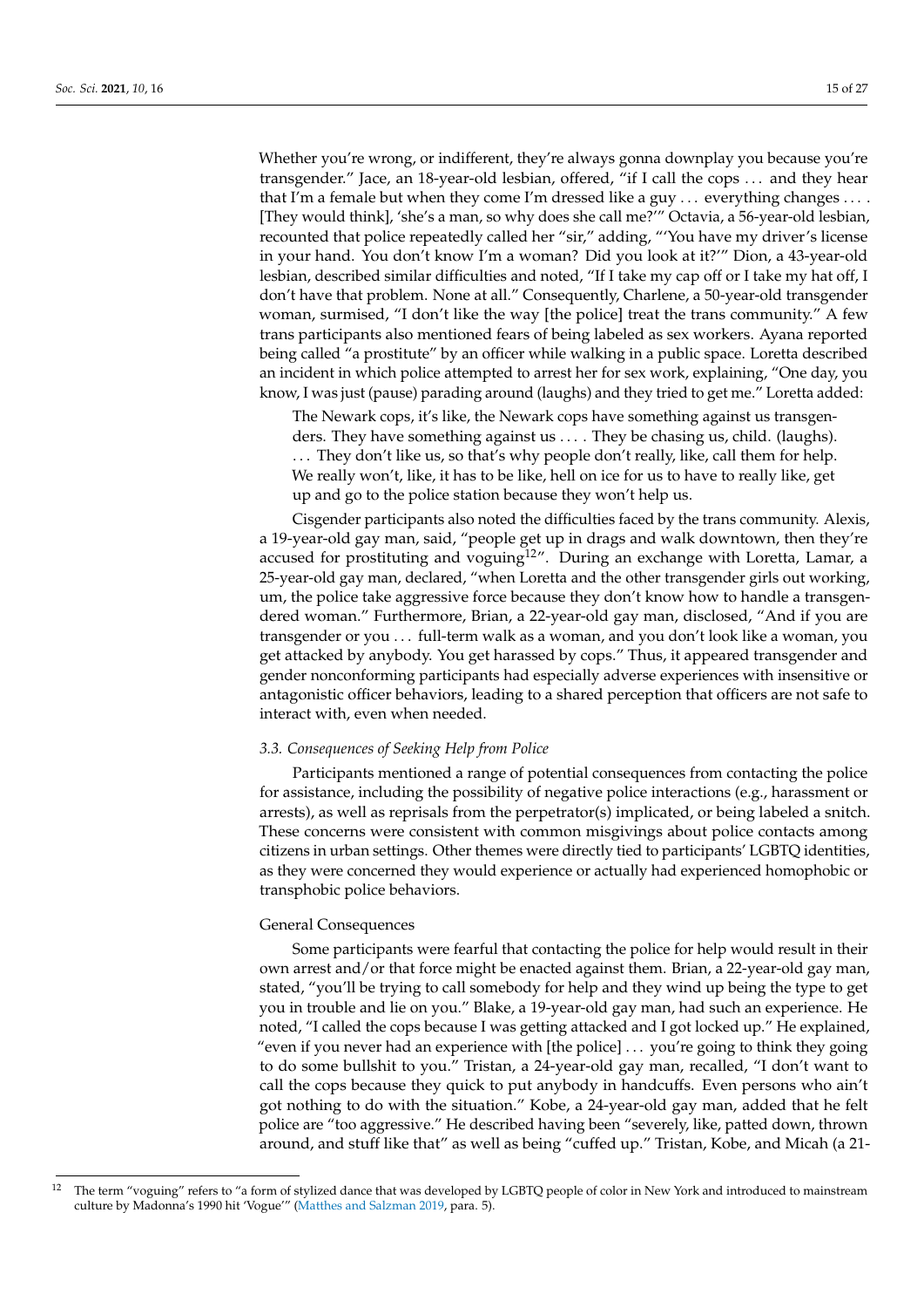Whether you're wrong, or indifferent, they're always gonna downplay you because you're transgender." Jace, an 18-year-old lesbian, offered, "if I call the cops . . . and they hear that I'm a female but when they come I'm dressed like a guy . . . everything changes . . . . [They would think], 'she's a man, so why does she call me?'" Octavia, a 56-year-old lesbian, recounted that police repeatedly called her "sir," adding, "'You have my driver's license in your hand. You don't know I'm a woman? Did you look at it?'" Dion, a 43-year-old lesbian, described similar difficulties and noted, "If I take my cap off or I take my hat off, I don't have that problem. None at all." Consequently, Charlene, a 50-year-old transgender woman, surmised, "I don't like the way [the police] treat the trans community." A few trans participants also mentioned fears of being labeled as sex workers. Ayana reported being called "a prostitute" by an officer while walking in a public space. Loretta described an incident in which police attempted to arrest her for sex work, explaining, "One day, you know, I was just (pause) parading around (laughs) and they tried to get me." Loretta added:

> The Newark cops, it's like, the Newark cops have something against us transgenders. They have something against us . . . . They be chasing us, child. (laughs). . . . They don't like us, so that's why people don't really, like, call them for help. We really won't, like, it has to be like, hell on ice for us to have to really like, get up and go to the police station because they won't help us.

Cisgender participants also noted the difficulties faced by the trans community. Alexis, a 19-year-old gay man, said, "people get up in drags and walk downtown, then they're accused for prostituting and voguing[12]". During an exchange with Loretta, Lamar, a 25-year-old gay man, declared, "when Loretta and the other transgender girls out working, um, the police take aggressive force because they don't know how to handle a transgendered woman." Furthermore, Brian, a 22-year-old gay man, disclosed, "And if you are transgender or you . . . full-term walk as a woman, and you don't look like a woman, you get attacked by anybody. You get harassed by cops." Thus, it appeared transgender and gender nonconforming participants had especially adverse experiences with insensitive or antagonistic officer behaviors, leading to a shared perception that officers are not safe to interact with, even when needed.

### *3.3. Consequences of Seeking Help from Police*

Participants mentioned a range of potential consequences from contacting the police for assistance, including the possibility of negative police interactions (e.g., harassment or arrests), as well as reprisals from the perpetrator(s) implicated, or being labeled a snitch. These concerns were consistent with common misgivings about police contacts among citizens in urban settings. Other themes were directly tied to participants' LGBTQ identities, as they were concerned they would experience or actually had experienced homophobic or transphobic police behaviors.

#### General Consequences

Some participants were fearful that contacting the police for help would result in their own arrest and/or that force might be enacted against them. Brian, a 22-year-old gay man, stated, "you'll be trying to call somebody for help and they wind up being the type to get you in trouble and lie on you." Blake, a 19-year-old gay man, had such an experience. He noted, "I called the cops because I was getting attacked and I got locked up." He explained, "even if you never had an experience with [the police] . . . you're going to think they going to do some bullshit to you." Tristan, a 24-year-old gay man, recalled, "I don't want to call the cops because they quick to put anybody in handcuffs. Even persons who ain't got nothing to do with the situation." Kobe, a 24-year-old gay man, added that he felt police are "too aggressive." He described having been "severely, like, patted down, thrown around, and stuff like that" as well as being "cuffed up." Tristan, Kobe, and Micah (a 21-

[12] The term "voguing" refers to "a form of stylized dance that was developed by LGBTQ people of color in New York and introduced to mainstream culture by Madonna's 1990 hit 'Vogue'" (Matthes and Salzman 2019, para. 5).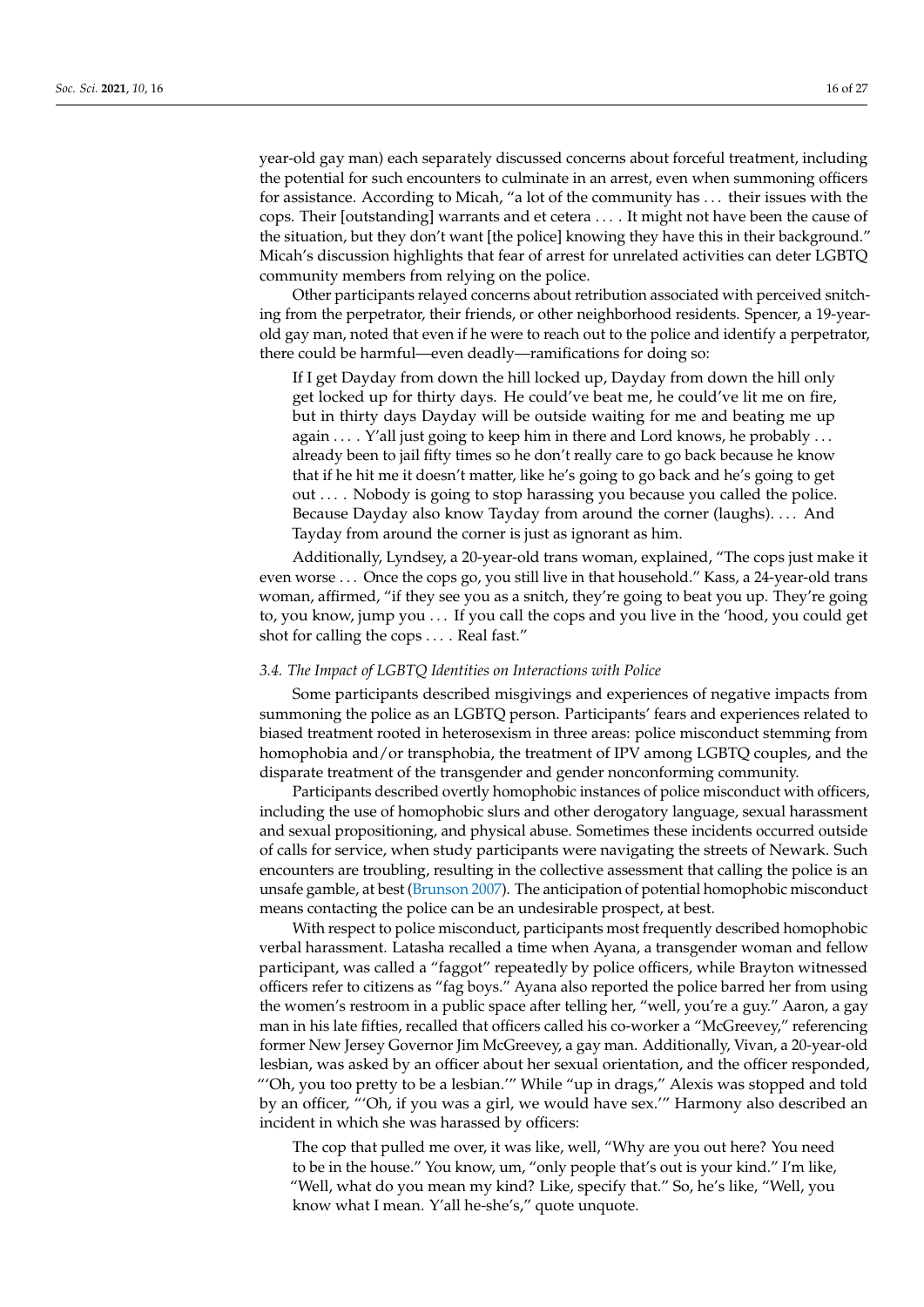year-old gay man) each separately discussed concerns about forceful treatment, including the potential for such encounters to culminate in an arrest, even when summoning officers for assistance. According to Micah, "a lot of the community has ... their issues with the cops. Their [outstanding] warrants and et cetera .... It might not have been the cause of the situation, but they don't want [the police] knowing they have this in their background." Micah's discussion highlights that fear of arrest for unrelated activities can deter LGBTQ community members from relying on the police.

Other participants relayed concerns about retribution associated with perceived snitching from the perpetrator, their friends, or other neighborhood residents. Spencer, a 19-year-old gay man, noted that even if he were to reach out to the police and identify a perpetrator, there could be harmful—even deadly—ramifications for doing so:

> If I get Dayday from down the hill locked up, Dayday from down the hill only get locked up for thirty days. He could've beat me, he could've lit me on fire, but in thirty days Dayday will be outside waiting for me and beating me up again .... Y'all just going to keep him in there and Lord knows, he probably ... already been to jail fifty times so he don't really care to go back because he know that if he hit me it doesn't matter, like he's going to go back and he's going to get out .... Nobody is going to stop harassing you because you called the police. Because Dayday also know Tayday from around the corner (laughs). ... And Tayday from around the corner is just as ignorant as him.

Additionally, Lyndsey, a 20-year-old trans woman, explained, "The cops just make it even worse ... Once the cops go, you still live in that household." Kass, a 24-year-old trans woman, affirmed, "if they see you as a snitch, they're going to beat you up. They're going to, you know, jump you ... If you call the cops and you live in the 'hood, you could get shot for calling the cops .... Real fast."

### *3.4. The Impact of LGBTQ Identities on Interactions with Police*

Some participants described misgivings and experiences of negative impacts from summoning the police as an LGBTQ person. Participants' fears and experiences related to biased treatment rooted in heterosexism in three areas: police misconduct stemming from homophobia and/or transphobia, the treatment of IPV among LGBTQ couples, and the disparate treatment of the transgender and gender nonconforming community.

Participants described overtly homophobic instances of police misconduct with officers, including the use of homophobic slurs and other derogatory language, sexual harassment and sexual propositioning, and physical abuse. Sometimes these incidents occurred outside of calls for service, when study participants were navigating the streets of Newark. Such encounters are troubling, resulting in the collective assessment that calling the police is an unsafe gamble, at best (Brunson 2007). The anticipation of potential homophobic misconduct means contacting the police can be an undesirable prospect, at best.

With respect to police misconduct, participants most frequently described homophobic verbal harassment. Latasha recalled a time when Ayana, a transgender woman and fellow participant, was called a "faggot" repeatedly by police officers, while Brayton witnessed officers refer to citizens as "fag boys." Ayana also reported the police barred her from using the women's restroom in a public space after telling her, "well, you're a guy." Aaron, a gay man in his late fifties, recalled that officers called his co-worker a "McGreevey," referencing former New Jersey Governor Jim McGreevey, a gay man. Additionally, Vivan, a 20-year-old lesbian, was asked by an officer about her sexual orientation, and the officer responded, "'Oh, you too pretty to be a lesbian.'" While "up in drags," Alexis was stopped and told by an officer, "'Oh, if you was a girl, we would have sex.'" Harmony also described an incident in which she was harassed by officers:

> The cop that pulled me over, it was like, well, "Why are you out here? You need to be in the house." You know, um, "only people that's out is your kind." I'm like, "Well, what do you mean my kind? Like, specify that." So, he's like, "Well, you know what I mean. Y'all he-she's," quote unquote.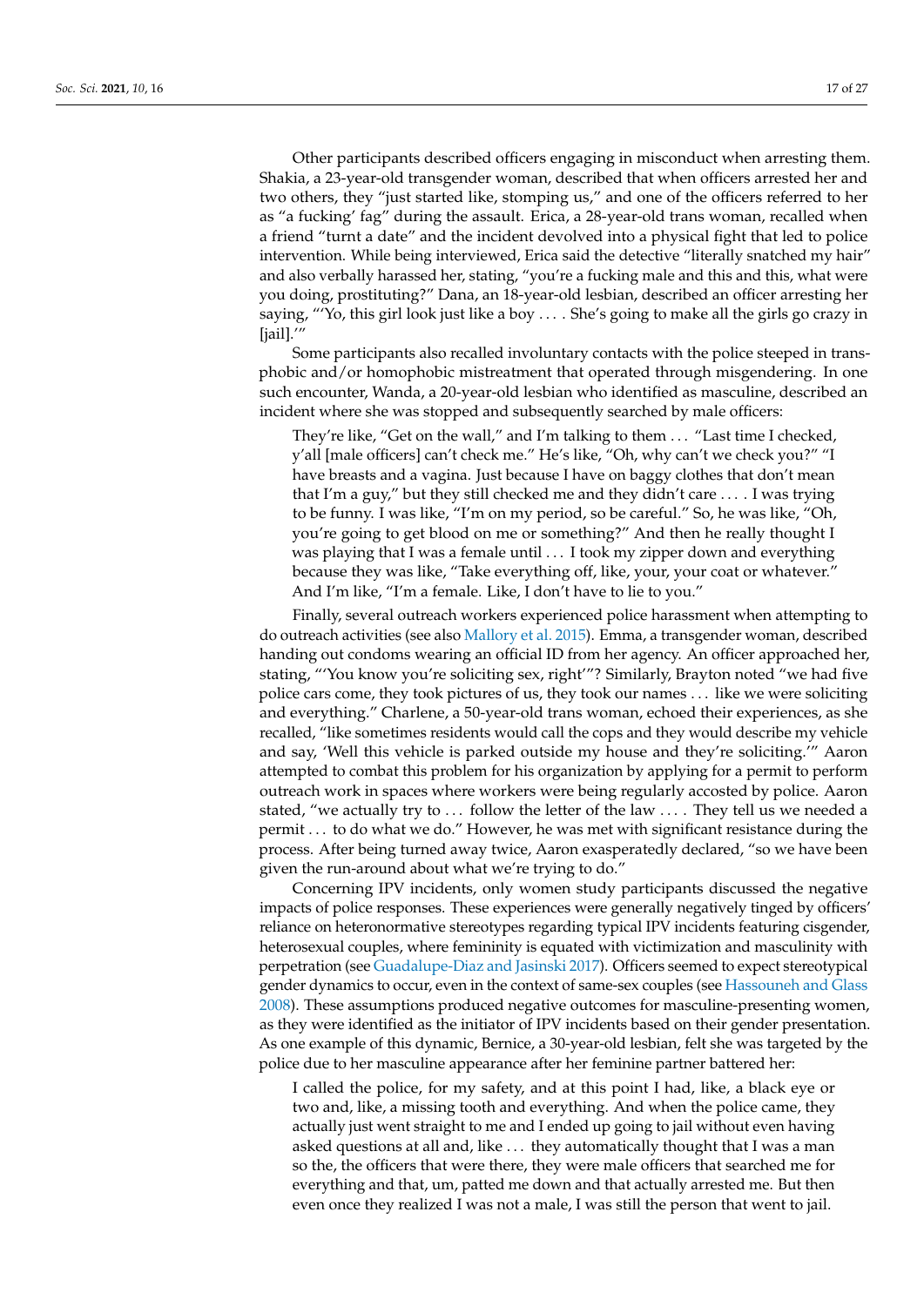Other participants described officers engaging in misconduct when arresting them. Shakia, a 23-year-old transgender woman, described that when officers arrested her and two others, they "just started like, stomping us," and one of the officers referred to her as "a fucking' fag" during the assault. Erica, a 28-year-old trans woman, recalled when a friend "turnt a date" and the incident devolved into a physical fight that led to police intervention. While being interviewed, Erica said the detective "literally snatched my hair" and also verbally harassed her, stating, "you're a fucking male and this and this, what were you doing, prostituting?" Dana, an 18-year-old lesbian, described an officer arresting her saying, "'Yo, this girl look just like a boy . . . . She's going to make all the girls go crazy in [jail].'"

Some participants also recalled involuntary contacts with the police steeped in transphobic and/or homophobic mistreatment that operated through misgendering. In one such encounter, Wanda, a 20-year-old lesbian who identified as masculine, described an incident where she was stopped and subsequently searched by male officers:

> They're like, "Get on the wall," and I'm talking to them . . . "Last time I checked, y'all [male officers] can't check me." He's like, "Oh, why can't we check you?" "I have breasts and a vagina. Just because I have on baggy clothes that don't mean that I'm a guy," but they still checked me and they didn't care . . . . I was trying to be funny. I was like, "I'm on my period, so be careful." So, he was like, "Oh, you're going to get blood on me or something?" And then he really thought I was playing that I was a female until . . . I took my zipper down and everything because they was like, "Take everything off, like, your, your coat or whatever." And I'm like, "I'm a female. Like, I don't have to lie to you."

Finally, several outreach workers experienced police harassment when attempting to do outreach activities (see also Mallory et al. 2015). Emma, a transgender woman, described handing out condoms wearing an official ID from her agency. An officer approached her, stating, "'You know you're soliciting sex, right'"? Similarly, Brayton noted "we had five police cars come, they took pictures of us, they took our names . . . like we were soliciting and everything." Charlene, a 50-year-old trans woman, echoed their experiences, as she recalled, "like sometimes residents would call the cops and they would describe my vehicle and say, 'Well this vehicle is parked outside my house and they're soliciting.'" Aaron attempted to combat this problem for his organization by applying for a permit to perform outreach work in spaces where workers were being regularly accosted by police. Aaron stated, "we actually try to . . . follow the letter of the law . . . . They tell us we needed a permit . . . to do what we do." However, he was met with significant resistance during the process. After being turned away twice, Aaron exasperatedly declared, "so we have been given the run-around about what we're trying to do."

Concerning IPV incidents, only women study participants discussed the negative impacts of police responses. These experiences were generally negatively tinged by officers' reliance on heteronormative stereotypes regarding typical IPV incidents featuring cisgender, heterosexual couples, where femininity is equated with victimization and masculinity with perpetration (see Guadalupe-Diaz and Jasinski 2017). Officers seemed to expect stereotypical gender dynamics to occur, even in the context of same-sex couples (see Hassouneh and Glass 2008). These assumptions produced negative outcomes for masculine-presenting women, as they were identified as the initiator of IPV incidents based on their gender presentation. As one example of this dynamic, Bernice, a 30-year-old lesbian, felt she was targeted by the police due to her masculine appearance after her feminine partner battered her:

> I called the police, for my safety, and at this point I had, like, a black eye or two and, like, a missing tooth and everything. And when the police came, they actually just went straight to me and I ended up going to jail without even having asked questions at all and, like . . . they automatically thought that I was a man so the, the officers that were there, they were male officers that searched me for everything and that, um, patted me down and that actually arrested me. But then even once they realized I was not a male, I was still the person that went to jail.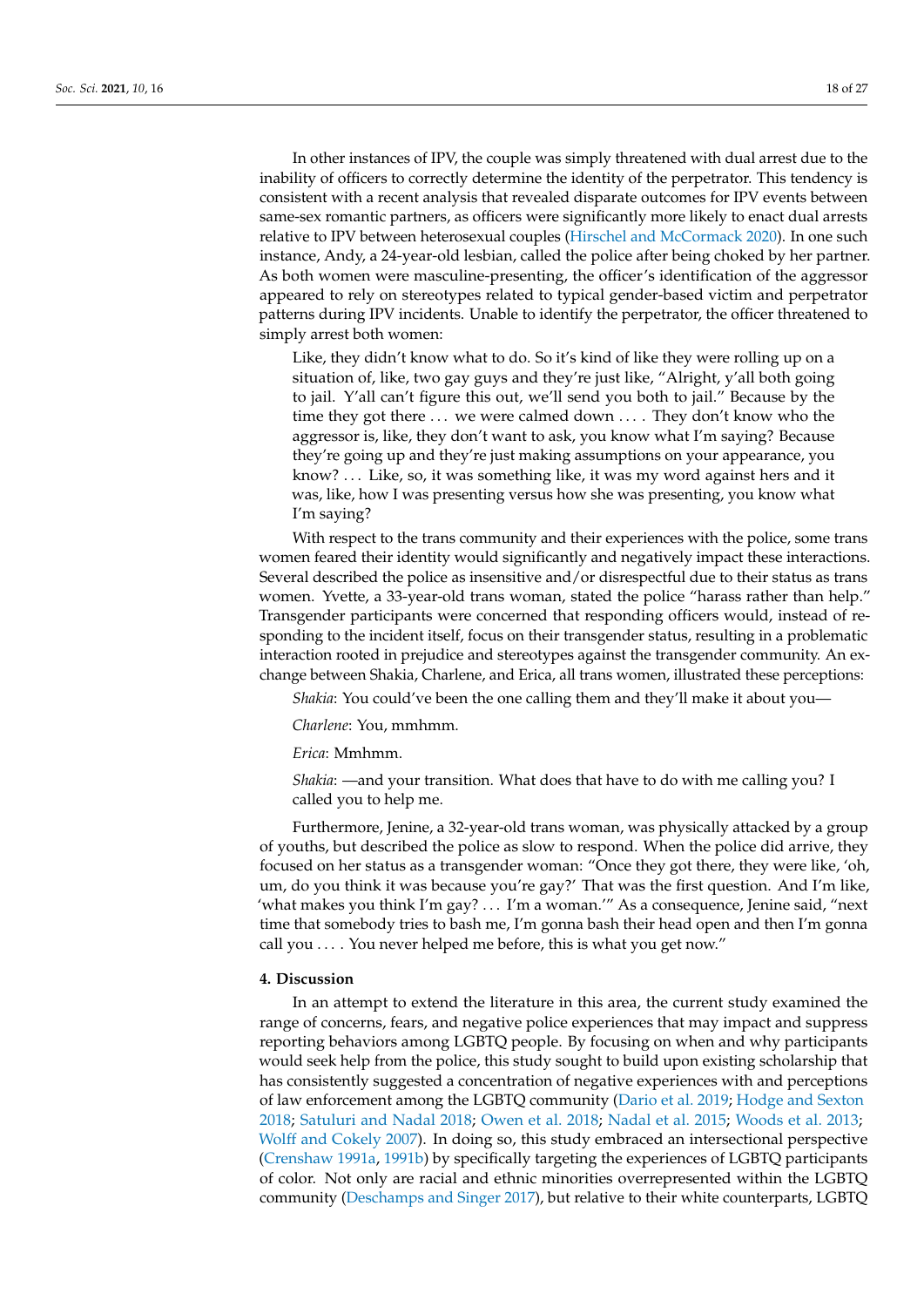In other instances of IPV, the couple was simply threatened with dual arrest due to the inability of officers to correctly determine the identity of the perpetrator. This tendency is consistent with a recent analysis that revealed disparate outcomes for IPV events between same-sex romantic partners, as officers were significantly more likely to enact dual arrests relative to IPV between heterosexual couples (Hirschel and McCormack 2020). In one such instance, Andy, a 24-year-old lesbian, called the police after being choked by her partner. As both women were masculine-presenting, the officer's identification of the aggressor appeared to rely on stereotypes related to typical gender-based victim and perpetrator patterns during IPV incidents. Unable to identify the perpetrator, the officer threatened to simply arrest both women:

> Like, they didn't know what to do. So it's kind of like they were rolling up on a situation of, like, two gay guys and they're just like, "Alright, y'all both going to jail. Y'all can't figure this out, we'll send you both to jail." Because by the time they got there . . . we were calmed down . . . . They don't know who the aggressor is, like, they don't want to ask, you know what I'm saying? Because they're going up and they're just making assumptions on your appearance, you know? . . . Like, so, it was something like, it was my word against hers and it was, like, how I was presenting versus how she was presenting, you know what I'm saying?

With respect to the trans community and their experiences with the police, some trans women feared their identity would significantly and negatively impact these interactions. Several described the police as insensitive and/or disrespectful due to their status as trans women. Yvette, a 33-year-old trans woman, stated the police "harass rather than help." Transgender participants were concerned that responding officers would, instead of responding to the incident itself, focus on their transgender status, resulting in a problematic interaction rooted in prejudice and stereotypes against the transgender community. An exchange between Shakia, Charlene, and Erica, all trans women, illustrated these perceptions:

> *Shakia*: You could've been the one calling them and they'll make it about you—
>
> *Charlene*: You, mmhmm.
>
> *Erica*: Mmhmm.
>
> *Shakia*: —and your transition. What does that have to do with me calling you? I called you to help me.

Furthermore, Jenine, a 32-year-old trans woman, was physically attacked by a group of youths, but described the police as slow to respond. When the police did arrive, they focused on her status as a transgender woman: "Once they got there, they were like, 'oh, um, do you think it was because you're gay?' That was the first question. And I'm like, 'what makes you think I'm gay? . . . I'm a woman.'" As a consequence, Jenine said, "next time that somebody tries to bash me, I'm gonna bash their head open and then I'm gonna call you . . . . You never helped me before, this is what you get now."

## 4. Discussion

In an attempt to extend the literature in this area, the current study examined the range of concerns, fears, and negative police experiences that may impact and suppress reporting behaviors among LGBTQ people. By focusing on when and why participants would seek help from the police, this study sought to build upon existing scholarship that has consistently suggested a concentration of negative experiences with and perceptions of law enforcement among the LGBTQ community (Dario et al. 2019; Hodge and Sexton 2018; Satuluri and Nadal 2018; Owen et al. 2018; Nadal et al. 2015; Woods et al. 2013; Wolff and Cokely 2007). In doing so, this study embraced an intersectional perspective (Crenshaw 1991a, 1991b) by specifically targeting the experiences of LGBTQ participants of color. Not only are racial and ethnic minorities overrepresented within the LGBTQ community (Deschamps and Singer 2017), but relative to their white counterparts, LGBTQ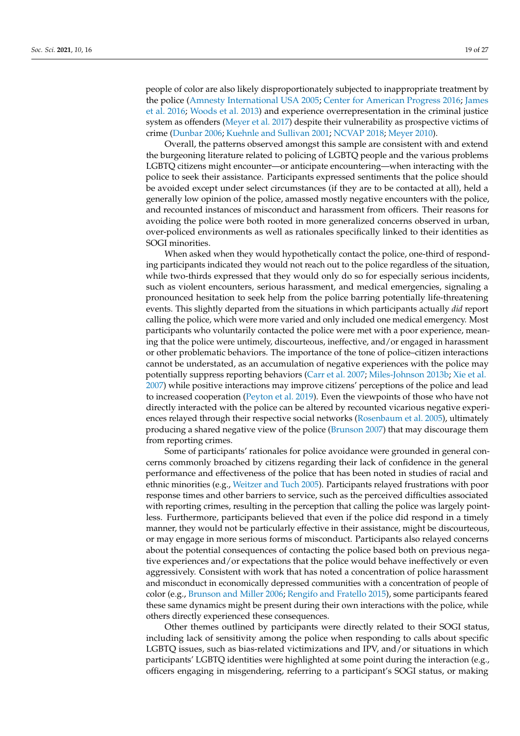people of color are also likely disproportionately subjected to inappropriate treatment by the police (Amnesty International USA 2005; Center for American Progress 2016; James et al. 2016; Woods et al. 2013) and experience overrepresentation in the criminal justice system as offenders (Meyer et al. 2017) despite their vulnerability as prospective victims of crime (Dunbar 2006; Kuehnle and Sullivan 2001; NCVAP 2018; Meyer 2010).

Overall, the patterns observed amongst this sample are consistent with and extend the burgeoning literature related to policing of LGBTQ people and the various problems LGBTQ citizens might encounter—or anticipate encountering—when interacting with the police to seek their assistance. Participants expressed sentiments that the police should be avoided except under select circumstances (if they are to be contacted at all), held a generally low opinion of the police, amassed mostly negative encounters with the police, and recounted instances of misconduct and harassment from officers. Their reasons for avoiding the police were both rooted in more generalized concerns observed in urban, over-policed environments as well as rationales specifically linked to their identities as SOGI minorities.

When asked when they would hypothetically contact the police, one-third of responding participants indicated they would not reach out to the police regardless of the situation, while two-thirds expressed that they would only do so for especially serious incidents, such as violent encounters, serious harassment, and medical emergencies, signaling a pronounced hesitation to seek help from the police barring potentially life-threatening events. This slightly departed from the situations in which participants actually *did* report calling the police, which were more varied and only included one medical emergency. Most participants who voluntarily contacted the police were met with a poor experience, meaning that the police were untimely, discourteous, ineffective, and/or engaged in harassment or other problematic behaviors. The importance of the tone of police–citizen interactions cannot be understated, as an accumulation of negative experiences with the police may potentially suppress reporting behaviors (Carr et al. 2007; Miles-Johnson 2013b; Xie et al. 2007) while positive interactions may improve citizens' perceptions of the police and lead to increased cooperation (Peyton et al. 2019). Even the viewpoints of those who have not directly interacted with the police can be altered by recounted vicarious negative experiences relayed through their respective social networks (Rosenbaum et al. 2005), ultimately producing a shared negative view of the police (Brunson 2007) that may discourage them from reporting crimes.

Some of participants' rationales for police avoidance were grounded in general concerns commonly broached by citizens regarding their lack of confidence in the general performance and effectiveness of the police that has been noted in studies of racial and ethnic minorities (e.g., Weitzer and Tuch 2005). Participants relayed frustrations with poor response times and other barriers to service, such as the perceived difficulties associated with reporting crimes, resulting in the perception that calling the police was largely pointless. Furthermore, participants believed that even if the police did respond in a timely manner, they would not be particularly effective in their assistance, might be discourteous, or may engage in more serious forms of misconduct. Participants also relayed concerns about the potential consequences of contacting the police based both on previous negative experiences and/or expectations that the police would behave ineffectively or even aggressively. Consistent with work that has noted a concentration of police harassment and misconduct in economically depressed communities with a concentration of people of color (e.g., Brunson and Miller 2006; Rengifo and Fratello 2015), some participants feared these same dynamics might be present during their own interactions with the police, while others directly experienced these consequences.

Other themes outlined by participants were directly related to their SOGI status, including lack of sensitivity among the police when responding to calls about specific LGBTQ issues, such as bias-related victimizations and IPV, and/or situations in which participants' LGBTQ identities were highlighted at some point during the interaction (e.g., officers engaging in misgendering, referring to a participant's SOGI status, or making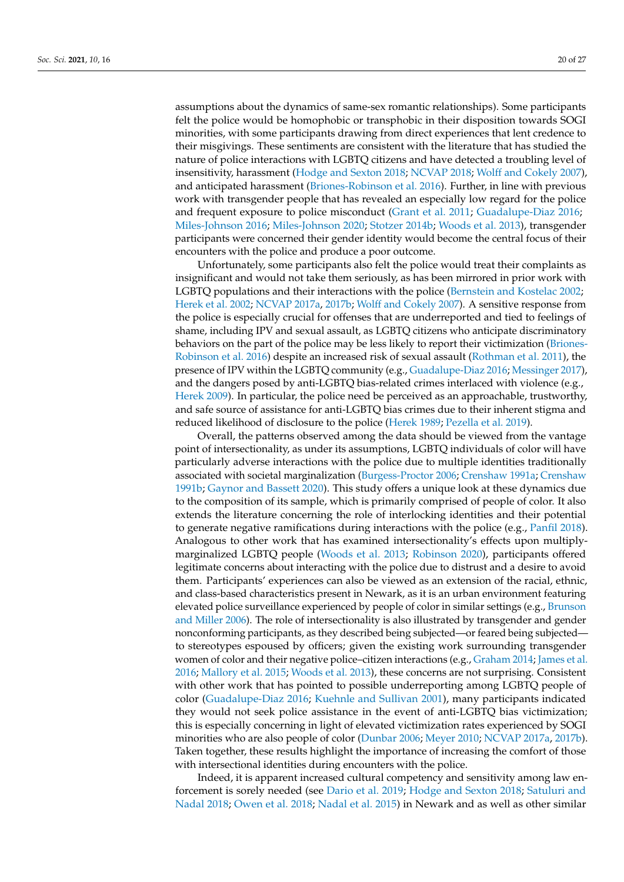assumptions about the dynamics of same-sex romantic relationships). Some participants felt the police would be homophobic or transphobic in their disposition towards SOGI minorities, with some participants drawing from direct experiences that lent credence to their misgivings. These sentiments are consistent with the literature that has studied the nature of police interactions with LGBTQ citizens and have detected a troubling level of insensitivity, harassment (Hodge and Sexton 2018; NCVAP 2018; Wolff and Cokely 2007), and anticipated harassment (Briones-Robinson et al. 2016). Further, in line with previous work with transgender people that has revealed an especially low regard for the police and frequent exposure to police misconduct (Grant et al. 2011; Guadalupe-Diaz 2016; Miles-Johnson 2016; Miles-Johnson 2020; Stotzer 2014b; Woods et al. 2013), transgender participants were concerned their gender identity would become the central focus of their encounters with the police and produce a poor outcome.

Unfortunately, some participants also felt the police would treat their complaints as insignificant and would not take them seriously, as has been mirrored in prior work with LGBTQ populations and their interactions with the police (Bernstein and Kostelac 2002; Herek et al. 2002; NCVAP 2017a, 2017b; Wolff and Cokely 2007). A sensitive response from the police is especially crucial for offenses that are underreported and tied to feelings of shame, including IPV and sexual assault, as LGBTQ citizens who anticipate discriminatory behaviors on the part of the police may be less likely to report their victimization (Briones-Robinson et al. 2016) despite an increased risk of sexual assault (Rothman et al. 2011), the presence of IPV within the LGBTQ community (e.g., Guadalupe-Diaz 2016; Messinger 2017), and the dangers posed by anti-LGBTQ bias-related crimes interlaced with violence (e.g., Herek 2009). In particular, the police need be perceived as an approachable, trustworthy, and safe source of assistance for anti-LGBTQ bias crimes due to their inherent stigma and reduced likelihood of disclosure to the police (Herek 1989; Pezella et al. 2019).

Overall, the patterns observed among the data should be viewed from the vantage point of intersectionality, as under its assumptions, LGBTQ individuals of color will have particularly adverse interactions with the police due to multiple identities traditionally associated with societal marginalization (Burgess-Proctor 2006; Crenshaw 1991a; Crenshaw 1991b; Gaynor and Bassett 2020). This study offers a unique look at these dynamics due to the composition of its sample, which is primarily comprised of people of color. It also extends the literature concerning the role of interlocking identities and their potential to generate negative ramifications during interactions with the police (e.g., Panfil 2018). Analogous to other work that has examined intersectionality's effects upon multiply-marginalized LGBTQ people (Woods et al. 2013; Robinson 2020), participants offered legitimate concerns about interacting with the police due to distrust and a desire to avoid them. Participants' experiences can also be viewed as an extension of the racial, ethnic, and class-based characteristics present in Newark, as it is an urban environment featuring elevated police surveillance experienced by people of color in similar settings (e.g., Brunson and Miller 2006). The role of intersectionality is also illustrated by transgender and gender nonconforming participants, as they described being subjected—or feared being subjected—to stereotypes espoused by officers; given the existing work surrounding transgender women of color and their negative police–citizen interactions (e.g., Graham 2014; James et al. 2016; Mallory et al. 2015; Woods et al. 2013), these concerns are not surprising. Consistent with other work that has pointed to possible underreporting among LGBTQ people of color (Guadalupe-Diaz 2016; Kuehnle and Sullivan 2001), many participants indicated they would not seek police assistance in the event of anti-LGBTQ bias victimization; this is especially concerning in light of elevated victimization rates experienced by SOGI minorities who are also people of color (Dunbar 2006; Meyer 2010; NCVAP 2017a, 2017b). Taken together, these results highlight the importance of increasing the comfort of those with intersectional identities during encounters with the police.

Indeed, it is apparent increased cultural competency and sensitivity among law enforcement is sorely needed (see Dario et al. 2019; Hodge and Sexton 2018; Satuluri and Nadal 2018; Owen et al. 2018; Nadal et al. 2015) in Newark and as well as other similar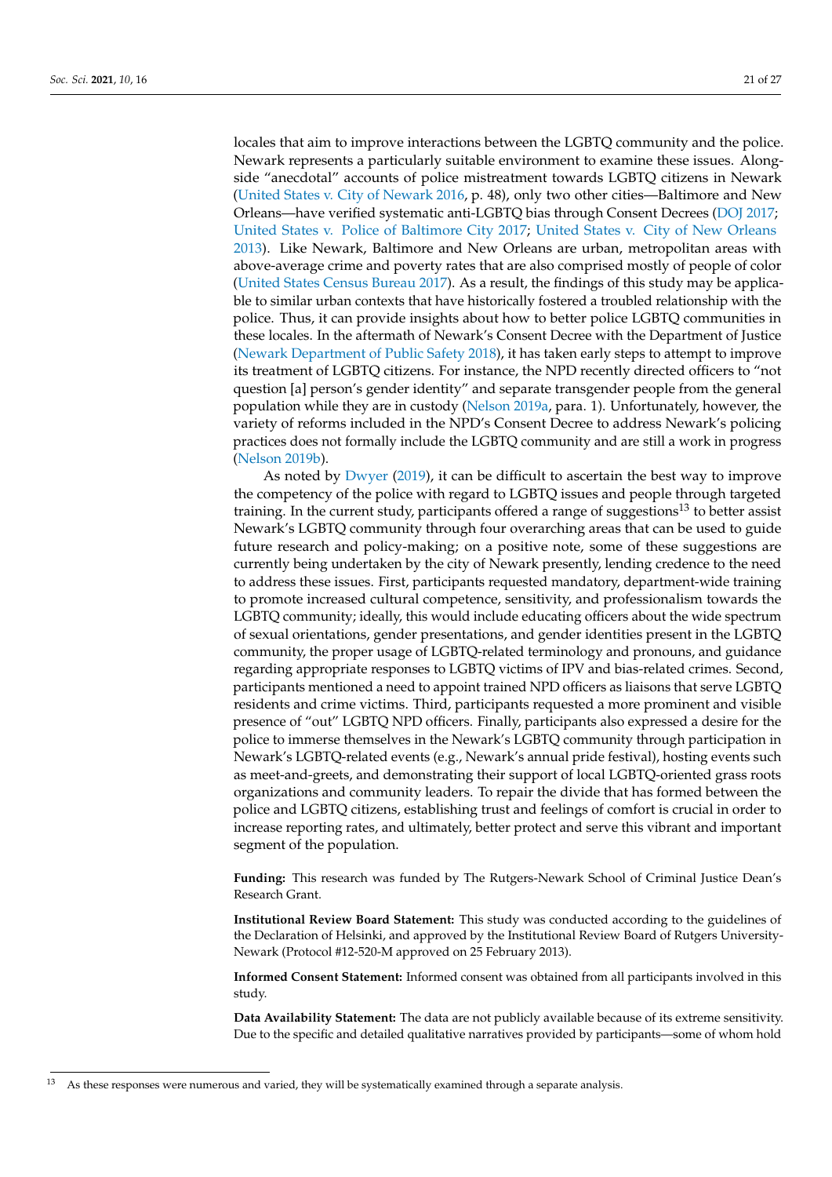locales that aim to improve interactions between the LGBTQ community and the police. Newark represents a particularly suitable environment to examine these issues. Alongside "anecdotal" accounts of police mistreatment towards LGBTQ citizens in Newark (United States v. City of Newark 2016, p. 48), only two other cities—Baltimore and New Orleans—have verified systematic anti-LGBTQ bias through Consent Decrees (DOJ 2017; United States v. Police of Baltimore City 2017; United States v. City of New Orleans 2013). Like Newark, Baltimore and New Orleans are urban, metropolitan areas with above-average crime and poverty rates that are also comprised mostly of people of color (United States Census Bureau 2017). As a result, the findings of this study may be applicable to similar urban contexts that have historically fostered a troubled relationship with the police. Thus, it can provide insights about how to better police LGBTQ communities in these locales. In the aftermath of Newark's Consent Decree with the Department of Justice (Newark Department of Public Safety 2018), it has taken early steps to attempt to improve its treatment of LGBTQ citizens. For instance, the NPD recently directed officers to "not question [a] person's gender identity" and separate transgender people from the general population while they are in custody (Nelson 2019a, para. 1). Unfortunately, however, the variety of reforms included in the NPD's Consent Decree to address Newark's policing practices does not formally include the LGBTQ community and are still a work in progress (Nelson 2019b).

As noted by Dwyer (2019), it can be difficult to ascertain the best way to improve the competency of the police with regard to LGBTQ issues and people through targeted training. In the current study, participants offered a range of suggestions[13] to better assist Newark's LGBTQ community through four overarching areas that can be used to guide future research and policy-making; on a positive note, some of these suggestions are currently being undertaken by the city of Newark presently, lending credence to the need to address these issues. First, participants requested mandatory, department-wide training to promote increased cultural competence, sensitivity, and professionalism towards the LGBTQ community; ideally, this would include educating officers about the wide spectrum of sexual orientations, gender presentations, and gender identities present in the LGBTQ community, the proper usage of LGBTQ-related terminology and pronouns, and guidance regarding appropriate responses to LGBTQ victims of IPV and bias-related crimes. Second, participants mentioned a need to appoint trained NPD officers as liaisons that serve LGBTQ residents and crime victims. Third, participants requested a more prominent and visible presence of "out" LGBTQ NPD officers. Finally, participants also expressed a desire for the police to immerse themselves in the Newark's LGBTQ community through participation in Newark's LGBTQ-related events (e.g., Newark's annual pride festival), hosting events such as meet-and-greets, and demonstrating their support of local LGBTQ-oriented grass roots organizations and community leaders. To repair the divide that has formed between the police and LGBTQ citizens, establishing trust and feelings of comfort is crucial in order to increase reporting rates, and ultimately, better protect and serve this vibrant and important segment of the population.

**Funding:** This research was funded by The Rutgers-Newark School of Criminal Justice Dean's Research Grant.

**Institutional Review Board Statement:** This study was conducted according to the guidelines of the Declaration of Helsinki, and approved by the Institutional Review Board of Rutgers University-Newark (Protocol #12-520-M approved on 25 February 2013).

**Informed Consent Statement:** Informed consent was obtained from all participants involved in this study.

**Data Availability Statement:** The data are not publicly available because of its extreme sensitivity. Due to the specific and detailed qualitative narratives provided by participants—some of whom hold

[13] As these responses were numerous and varied, they will be systematically examined through a separate analysis.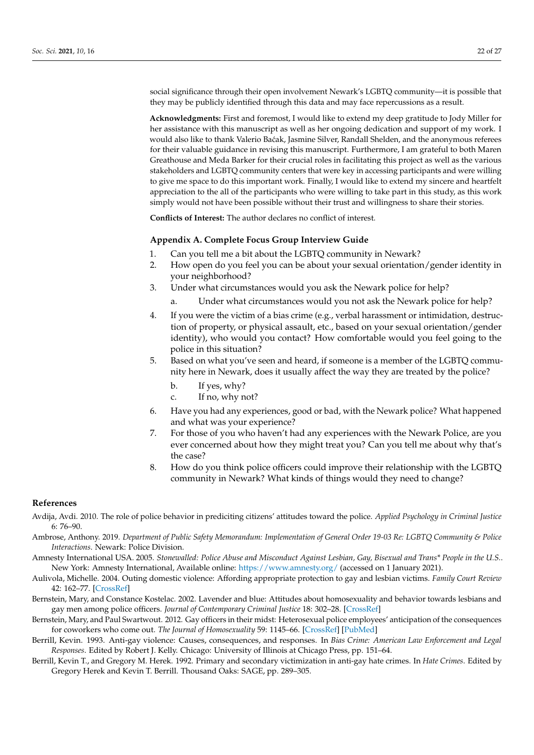social significance through their open involvement Newark's LGBTQ community—it is possible that they may be publicly identified through this data and may face repercussions as a result.

**Acknowledgments:** First and foremost, I would like to extend my deep gratitude to Jody Miller for her assistance with this manuscript as well as her ongoing dedication and support of my work. I would also like to thank Valerio Baćak, Jasmine Silver, Randall Shelden, and the anonymous referees for their valuable guidance in revising this manuscript. Furthermore, I am grateful to both Maren Greathouse and Meda Barker for their crucial roles in facilitating this project as well as the various stakeholders and LGBTQ community centers that were key in accessing participants and were willing to give me space to do this important work. Finally, I would like to extend my sincere and heartfelt appreciation to the all of the participants who were willing to take part in this study, as this work simply would not have been possible without their trust and willingness to share their stories.

**Conflicts of Interest:** The author declares no conflict of interest.

## Appendix A. Complete Focus Group Interview Guide

1. Can you tell me a bit about the LGBTQ community in Newark?
2. How open do you feel you can be about your sexual orientation/gender identity in your neighborhood?
3. Under what circumstances would you ask the Newark police for help?
    a. Under what circumstances would you not ask the Newark police for help?
4. If you were the victim of a bias crime (e.g., verbal harassment or intimidation, destruction of property, or physical assault, etc., based on your sexual orientation/gender identity), who would you contact? How comfortable would you feel going to the police in this situation?
5. Based on what you've seen and heard, if someone is a member of the LGBTQ community here in Newark, does it usually affect the way they are treated by the police?
    b. If yes, why?
    c. If no, why not?
6. Have you had any experiences, good or bad, with the Newark police? What happened and what was your experience?
7. For those of you who haven't had any experiences with the Newark Police, are you ever concerned about how they might treat you? Can you tell me about why that's the case?
8. How do you think police officers could improve their relationship with the LGBTQ community in Newark? What kinds of things would they need to change?

## References

Avdija, Avdi. 2010. The role of police behavior in prediciting citizens' attitudes toward the police. *Applied Psychology in Criminal Justice* 6: 76–90.

Ambrose, Anthony. 2019. *Department of Public Safety Memorandum: Implementation of General Order 19-03 Re: LGBTQ Community & Police Interactions*. Newark: Police Division.

Amnesty International USA. 2005. *Stonewalled: Police Abuse and Misconduct Against Lesbian, Gay, Bisexual and Trans* People in the U.S.*. New York: Amnesty International, Available online: https://www.amnesty.org/ (accessed on 1 January 2021).

Aulivola, Michelle. 2004. Outing domestic violence: Affording appropriate protection to gay and lesbian victims. *Family Court Review* 42: 162–77. [CrossRef]

Bernstein, Mary, and Constance Kostelac. 2002. Lavender and blue: Attitudes about homosexuality and behavior towards lesbians and gay men among police officers. *Journal of Contemporary Criminal Justice* 18: 302–28. [CrossRef]

Bernstein, Mary, and Paul Swartwout. 2012. Gay officers in their midst: Heterosexual police employees' anticipation of the consequences for coworkers who come out. *The Journal of Homosexuality* 59: 1145–66. [CrossRef] [PubMed]

Berrill, Kevin. 1993. Anti-gay violence: Causes, consequences, and responses. In *Bias Crime: American Law Enforcement and Legal Responses*. Edited by Robert J. Kelly. Chicago: University of Illinois at Chicago Press, pp. 151–64.

Berrill, Kevin T., and Gregory M. Herek. 1992. Primary and secondary victimization in anti-gay hate crimes. In *Hate Crimes*. Edited by Gregory Herek and Kevin T. Berrill. Thousand Oaks: SAGE, pp. 289–305.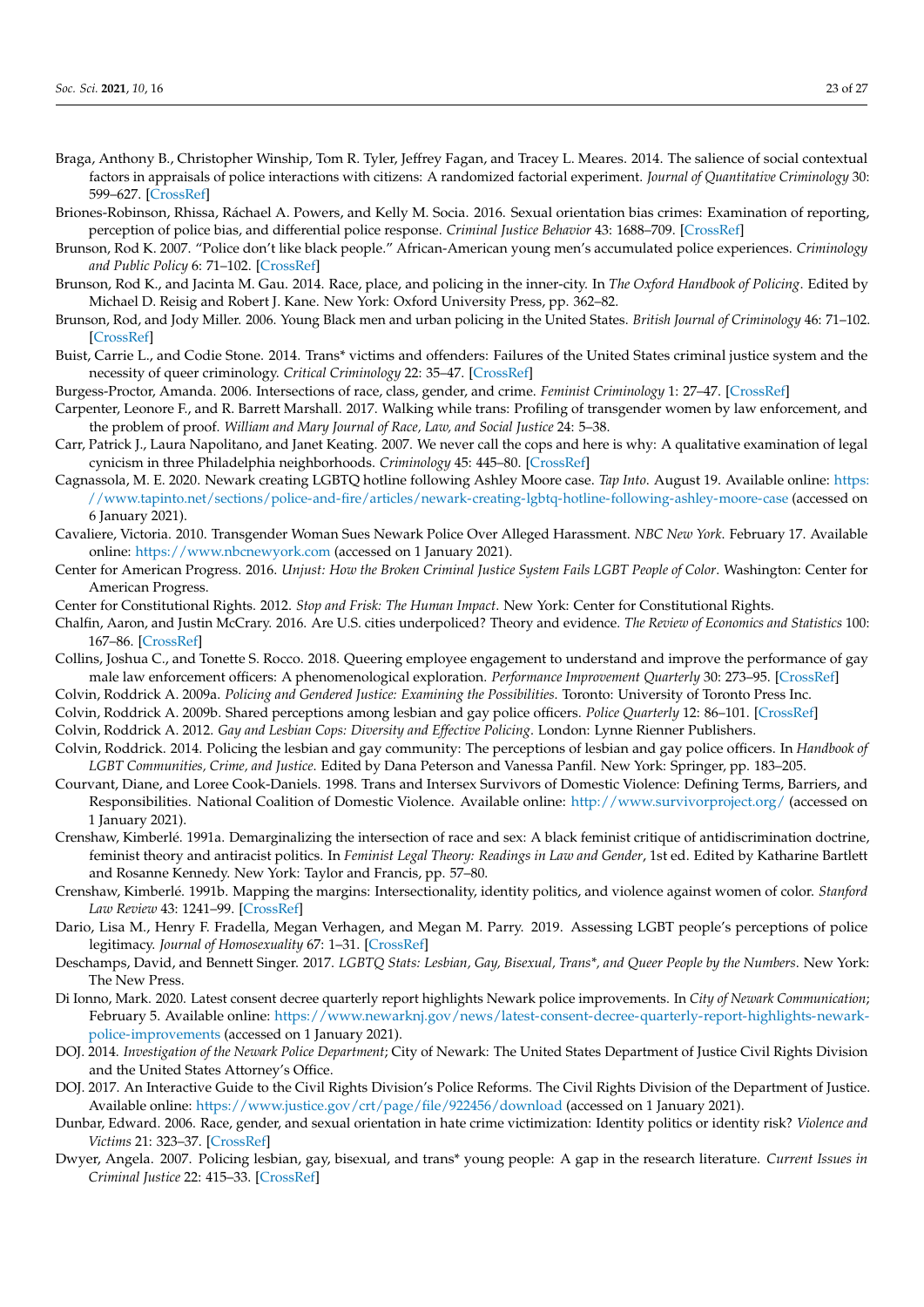Braga, Anthony B., Christopher Winship, Tom R. Tyler, Jeffrey Fagan, and Tracey L. Meares. 2014. The salience of social contextual factors in appraisals of police interactions with citizens: A randomized factorial experiment. *Journal of Quantitative Criminology* 30: 599–627. [CrossRef]

Briones-Robinson, Rhissa, Ráchael A. Powers, and Kelly M. Socia. 2016. Sexual orientation bias crimes: Examination of reporting, perception of police bias, and differential police response. *Criminal Justice Behavior* 43: 1688–709. [CrossRef]

Brunson, Rod K. 2007. "Police don't like black people." African-American young men's accumulated police experiences. *Criminology and Public Policy* 6: 71–102. [CrossRef]

Brunson, Rod K., and Jacinta M. Gau. 2014. Race, place, and policing in the inner-city. In *The Oxford Handbook of Policing*. Edited by Michael D. Reisig and Robert J. Kane. New York: Oxford University Press, pp. 362–82.

Brunson, Rod, and Jody Miller. 2006. Young Black men and urban policing in the United States. *British Journal of Criminology* 46: 71–102. [CrossRef]

Buist, Carrie L., and Codie Stone. 2014. Trans* victims and offenders: Failures of the United States criminal justice system and the necessity of queer criminology. *Critical Criminology* 22: 35–47. [CrossRef]

Burgess-Proctor, Amanda. 2006. Intersections of race, class, gender, and crime. *Feminist Criminology* 1: 27–47. [CrossRef]

Carpenter, Leonore F., and R. Barrett Marshall. 2017. Walking while trans: Profiling of transgender women by law enforcement, and the problem of proof. *William and Mary Journal of Race, Law, and Social Justice* 24: 5–38.

Carr, Patrick J., Laura Napolitano, and Janet Keating. 2007. We never call the cops and here is why: A qualitative examination of legal cynicism in three Philadelphia neighborhoods. *Criminology* 45: 445–80. [CrossRef]

Cagnassola, M. E. 2020. Newark creating LGBTQ hotline following Ashley Moore case. *Tap Into*. August 19. Available online: https://www.tapinto.net/sections/police-and-fire/articles/newark-creating-lgbtq-hotline-following-ashley-moore-case (accessed on 6 January 2021).

Cavaliere, Victoria. 2010. Transgender Woman Sues Newark Police Over Alleged Harassment. *NBC New York*. February 17. Available online: https://www.nbcnewyork.com (accessed on 1 January 2021).

Center for American Progress. 2016. *Unjust: How the Broken Criminal Justice System Fails LGBT People of Color*. Washington: Center for American Progress.

Center for Constitutional Rights. 2012. *Stop and Frisk: The Human Impact*. New York: Center for Constitutional Rights.

Chalfin, Aaron, and Justin McCrary. 2016. Are U.S. cities underpoliced? Theory and evidence. *The Review of Economics and Statistics* 100: 167–86. [CrossRef]

Collins, Joshua C., and Tonette S. Rocco. 2018. Queering employee engagement to understand and improve the performance of gay male law enforcement officers: A phenomenological exploration. *Performance Improvement Quarterly* 30: 273–95. [CrossRef]

Colvin, Roddrick A. 2009a. *Policing and Gendered Justice: Examining the Possibilities*. Toronto: University of Toronto Press Inc.

Colvin, Roddrick A. 2009b. Shared perceptions among lesbian and gay police officers. *Police Quarterly* 12: 86–101. [CrossRef]

Colvin, Roddrick A. 2012. *Gay and Lesbian Cops: Diversity and Effective Policing*. London: Lynne Rienner Publishers.

Colvin, Roddrick. 2014. Policing the lesbian and gay community: The perceptions of lesbian and gay police officers. In *Handbook of LGBT Communities, Crime, and Justice*. Edited by Dana Peterson and Vanessa Panfil. New York: Springer, pp. 183–205.

Courvant, Diane, and Loree Cook-Daniels. 1998. Trans and Intersex Survivors of Domestic Violence: Defining Terms, Barriers, and Responsibilities. National Coalition of Domestic Violence. Available online: http://www.survivorproject.org/ (accessed on 1 January 2021).

Crenshaw, Kimberlé. 1991a. Demarginalizing the intersection of race and sex: A black feminist critique of antidiscrimination doctrine, feminist theory and antiracist politics. In *Feminist Legal Theory: Readings in Law and Gender*, 1st ed. Edited by Katharine Bartlett and Rosanne Kennedy. New York: Taylor and Francis, pp. 57–80.

Crenshaw, Kimberlé. 1991b. Mapping the margins: Intersectionality, identity politics, and violence against women of color. *Stanford Law Review* 43: 1241–99. [CrossRef]

Dario, Lisa M., Henry F. Fradella, Megan Verhagen, and Megan M. Parry. 2019. Assessing LGBT people's perceptions of police legitimacy. *Journal of Homosexuality* 67: 1–31. [CrossRef]

Deschamps, David, and Bennett Singer. 2017. *LGBTQ Stats: Lesbian, Gay, Bisexual, Trans*, and Queer People by the Numbers*. New York: The New Press.

Di Ionno, Mark. 2020. Latest consent decree quarterly report highlights Newark police improvements. In *City of Newark Communication*; February 5. Available online: https://www.newarknj.gov/news/latest-consent-decree-quarterly-report-highlights-newark-police-improvements (accessed on 1 January 2021).

DOJ. 2014. *Investigation of the Newark Police Department*; City of Newark: The United States Department of Justice Civil Rights Division and the United States Attorney's Office.

DOJ. 2017. An Interactive Guide to the Civil Rights Division's Police Reforms. The Civil Rights Division of the Department of Justice. Available online: https://www.justice.gov/crt/page/file/922456/download (accessed on 1 January 2021).

Dunbar, Edward. 2006. Race, gender, and sexual orientation in hate crime victimization: Identity politics or identity risk? *Violence and Victims* 21: 323–37. [CrossRef]

Dwyer, Angela. 2007. Policing lesbian, gay, bisexual, and trans* young people: A gap in the research literature. *Current Issues in Criminal Justice* 22: 415–33. [CrossRef]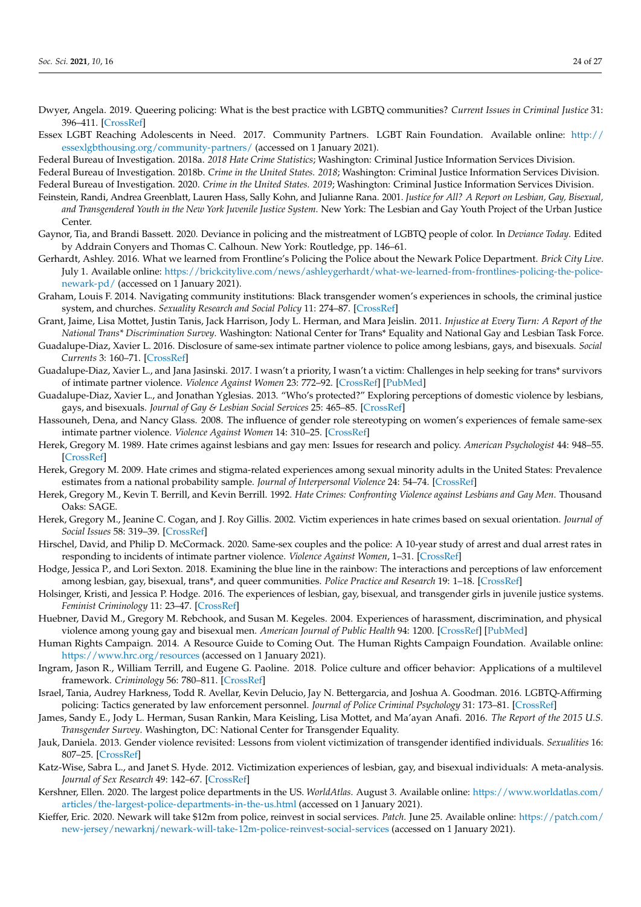Dwyer, Angela. 2019. Queering policing: What is the best practice with LGBTQ communities? *Current Issues in Criminal Justice* 31: 396–411. [CrossRef]

Essex LGBT Reaching Adolescents in Need. 2017. Community Partners. LGBT Rain Foundation. Available online: http://essexlgbthousing.org/community-partners/ (accessed on 1 January 2021).

Federal Bureau of Investigation. 2018a. *2018 Hate Crime Statistics*; Washington: Criminal Justice Information Services Division.

Federal Bureau of Investigation. 2018b. *Crime in the United States. 2018*; Washington: Criminal Justice Information Services Division.

Federal Bureau of Investigation. 2020. *Crime in the United States. 2019*; Washington: Criminal Justice Information Services Division.

Feinstein, Randi, Andrea Greenblatt, Lauren Hass, Sally Kohn, and Julianne Rana. 2001. *Justice for All? A Report on Lesbian, Gay, Bisexual, and Transgendered Youth in the New York Juvenile Justice System*. New York: The Lesbian and Gay Youth Project of the Urban Justice Center.

Gaynor, Tia, and Brandi Bassett. 2020. Deviance in policing and the mistreatment of LGBTQ people of color. In *Deviance Today*. Edited by Addrain Conyers and Thomas C. Calhoun. New York: Routledge, pp. 146–61.

Gerhardt, Ashley. 2016. What we learned from Frontline's Policing the Police about the Newark Police Department. *Brick City Live*. July 1. Available online: https://brickcitylive.com/news/ashleygerhardt/what-we-learned-from-frontlines-policing-the-police-newark-pd/ (accessed on 1 January 2021).

Graham, Louis F. 2014. Navigating community institutions: Black transgender women's experiences in schools, the criminal justice system, and churches. *Sexuality Research and Social Policy* 11: 274–87. [CrossRef]

Grant, Jaime, Lisa Mottet, Justin Tanis, Jack Harrison, Jody L. Herman, and Mara Jeislin. 2011. *Injustice at Every Turn: A Report of the National Trans\* Discrimination Survey*. Washington: National Center for Trans\* Equality and National Gay and Lesbian Task Force.

Guadalupe-Diaz, Xavier L. 2016. Disclosure of same-sex intimate partner violence to police among lesbians, gays, and bisexuals. *Social Currents* 3: 160–71. [CrossRef]

Guadalupe-Diaz, Xavier L., and Jana Jasinski. 2017. I wasn't a priority, I wasn't a victim: Challenges in help seeking for trans* survivors of intimate partner violence. *Violence Against Women* 23: 772–92. [CrossRef] [PubMed]

Guadalupe-Diaz, Xavier L., and Jonathan Yglesias. 2013. "Who's protected?" Exploring perceptions of domestic violence by lesbians, gays, and bisexuals. *Journal of Gay & Lesbian Social Services* 25: 465–85. [CrossRef]

Hassouneh, Dena, and Nancy Glass. 2008. The influence of gender role stereotyping on women's experiences of female same-sex intimate partner violence. *Violence Against Women* 14: 310–25. [CrossRef]

Herek, Gregory M. 1989. Hate crimes against lesbians and gay men: Issues for research and policy. *American Psychologist* 44: 948–55. [CrossRef]

Herek, Gregory M. 2009. Hate crimes and stigma-related experiences among sexual minority adults in the United States: Prevalence estimates from a national probability sample. *Journal of Interpersonal Violence* 24: 54–74. [CrossRef]

Herek, Gregory M., Kevin T. Berrill, and Kevin Berrill. 1992. *Hate Crimes: Confronting Violence against Lesbians and Gay Men*. Thousand Oaks: SAGE.

Herek, Gregory M., Jeanine C. Cogan, and J. Roy Gillis. 2002. Victim experiences in hate crimes based on sexual orientation. *Journal of Social Issues* 58: 319–39. [CrossRef]

Hirschel, David, and Philip D. McCormack. 2020. Same-sex couples and the police: A 10-year study of arrest and dual arrest rates in responding to incidents of intimate partner violence. *Violence Against Women*, 1–31. [CrossRef]

Hodge, Jessica P., and Lori Sexton. 2018. Examining the blue line in the rainbow: The interactions and perceptions of law enforcement among lesbian, gay, bisexual, trans*, and queer communities. *Police Practice and Research* 19: 1–18. [CrossRef]

Holsinger, Kristi, and Jessica P. Hodge. 2016. The experiences of lesbian, gay, bisexual, and transgender girls in juvenile justice systems. *Feminist Criminology* 11: 23–47. [CrossRef]

Huebner, David M., Gregory M. Rebchook, and Susan M. Kegeles. 2004. Experiences of harassment, discrimination, and physical violence among young gay and bisexual men. *American Journal of Public Health* 94: 1200. [CrossRef] [PubMed]

Human Rights Campaign. 2014. A Resource Guide to Coming Out. The Human Rights Campaign Foundation. Available online: https://www.hrc.org/resources (accessed on 1 January 2021).

Ingram, Jason R., William Terrill, and Eugene G. Paoline. 2018. Police culture and officer behavior: Applications of a multilevel framework. *Criminology* 56: 780–811. [CrossRef]

Israel, Tania, Audrey Harkness, Todd R. Avellar, Kevin Delucio, Jay N. Bettergarcia, and Joshua A. Goodman. 2016. LGBTQ-Affirming policing: Tactics generated by law enforcement personnel. *Journal of Police Criminal Psychology* 31: 173–81. [CrossRef]

James, Sandy E., Jody L. Herman, Susan Rankin, Mara Keisling, Lisa Mottet, and Ma'ayan Anafi. 2016. *The Report of the 2015 U.S. Transgender Survey*. Washington, DC: National Center for Transgender Equality.

Jauk, Daniela. 2013. Gender violence revisited: Lessons from violent victimization of transgender identified individuals. *Sexualities* 16: 807–25. [CrossRef]

Katz-Wise, Sabra L., and Janet S. Hyde. 2012. Victimization experiences of lesbian, gay, and bisexual individuals: A meta-analysis. *Journal of Sex Research* 49: 142–67. [CrossRef]

Kershner, Ellen. 2020. The largest police departments in the US. *WorldAtlas*. August 3. Available online: https://www.worldatlas.com/articles/the-largest-police-departments-in-the-us.html (accessed on 1 January 2021).

Kieffer, Eric. 2020. Newark will take $12m from police, reinvest in social services. *Patch*. June 25. Available online: https://patch.com/new-jersey/newarknj/newark-will-take-12m-police-reinvest-social-services (accessed on 1 January 2021).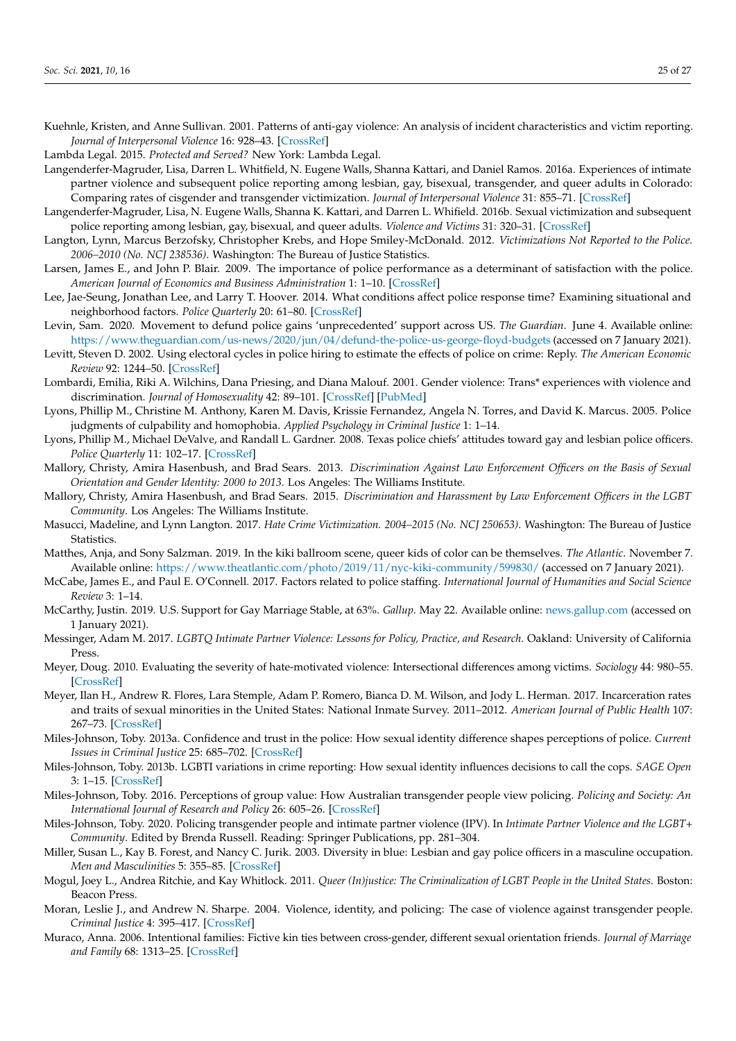Kuehnle, Kristen, and Anne Sullivan. 2001. Patterns of anti-gay violence: An analysis of incident characteristics and victim reporting. *Journal of Interpersonal Violence* 16: 928–43. [CrossRef]

Lambda Legal. 2015. *Protected and Served?* New York: Lambda Legal.

Langenderfer-Magruder, Lisa, Darren L. Whitfield, N. Eugene Walls, Shanna Kattari, and Daniel Ramos. 2016a. Experiences of intimate partner violence and subsequent police reporting among lesbian, gay, bisexual, transgender, and queer adults in Colorado: Comparing rates of cisgender and transgender victimization. *Journal of Interpersonal Violence* 31: 855–71. [CrossRef]

Langenderfer-Magruder, Lisa, N. Eugene Walls, Shanna K. Kattari, and Darren L. Whifield. 2016b. Sexual victimization and subsequent police reporting among lesbian, gay, bisexual, and queer adults. *Violence and Victims* 31: 320–31. [CrossRef]

Langton, Lynn, Marcus Berzofsky, Christopher Krebs, and Hope Smiley-McDonald. 2012. *Victimizations Not Reported to the Police. 2006–2010 (No. NCJ 238536)*. Washington: The Bureau of Justice Statistics.

Larsen, James E., and John P. Blair. 2009. The importance of police performance as a determinant of satisfaction with the police. *American Journal of Economics and Business Administration* 1: 1–10. [CrossRef]

Lee, Jae-Seung, Jonathan Lee, and Larry T. Hoover. 2014. What conditions affect police response time? Examining situational and neighborhood factors. *Police Quarterly* 20: 61–80. [CrossRef]

Levin, Sam. 2020. Movement to defund police gains 'unprecedented' support across US. *The Guardian*. June 4. Available online: https://www.theguardian.com/us-news/2020/jun/04/defund-the-police-us-george-floyd-budgets (accessed on 7 January 2021).

Levitt, Steven D. 2002. Using electoral cycles in police hiring to estimate the effects of police on crime: Reply. *The American Economic Review* 92: 1244–50. [CrossRef]

Lombardi, Emilia, Riki A. Wilchins, Dana Priesing, and Diana Malouf. 2001. Gender violence: Trans* experiences with violence and discrimination. *Journal of Homosexuality* 42: 89–101. [CrossRef] [PubMed]

Lyons, Phillip M., Christine M. Anthony, Karen M. Davis, Krissie Fernandez, Angela N. Torres, and David K. Marcus. 2005. Police judgments of culpability and homophobia. *Applied Psychology in Criminal Justice* 1: 1–14.

Lyons, Phillip M., Michael DeValve, and Randall L. Gardner. 2008. Texas police chiefs' attitudes toward gay and lesbian police officers. *Police Quarterly* 11: 102–17. [CrossRef]

Mallory, Christy, Amira Hasenbush, and Brad Sears. 2013. *Discrimination Against Law Enforcement Officers on the Basis of Sexual Orientation and Gender Identity: 2000 to 2013*. Los Angeles: The Williams Institute.

Mallory, Christy, Amira Hasenbush, and Brad Sears. 2015. *Discrimination and Harassment by Law Enforcement Officers in the LGBT Community*. Los Angeles: The Williams Institute.

Masucci, Madeline, and Lynn Langton. 2017. *Hate Crime Victimization. 2004–2015 (No. NCJ 250653)*. Washington: The Bureau of Justice Statistics.

Matthes, Anja, and Sony Salzman. 2019. In the kiki ballroom scene, queer kids of color can be themselves. *The Atlantic*. November 7. Available online: https://www.theatlantic.com/photo/2019/11/nyc-kiki-community/599830/ (accessed on 7 January 2021).

McCabe, James E., and Paul E. O'Connell. 2017. Factors related to police staffing. *International Journal of Humanities and Social Science Review* 3: 1–14.

McCarthy, Justin. 2019. U.S. Support for Gay Marriage Stable, at 63%. *Gallup*. May 22. Available online: news.gallup.com (accessed on 1 January 2021).

Messinger, Adam M. 2017. *LGBTQ Intimate Partner Violence: Lessons for Policy, Practice, and Research*. Oakland: University of California Press.

Meyer, Doug. 2010. Evaluating the severity of hate-motivated violence: Intersectional differences among victims. *Sociology* 44: 980–55. [CrossRef]

Meyer, Ilan H., Andrew R. Flores, Lara Stemple, Adam P. Romero, Bianca D. M. Wilson, and Jody L. Herman. 2017. Incarceration rates and traits of sexual minorities in the United States: National Inmate Survey. 2011–2012. *American Journal of Public Health* 107: 267–73. [CrossRef]

Miles-Johnson, Toby. 2013a. Confidence and trust in the police: How sexual identity difference shapes perceptions of police. *Current Issues in Criminal Justice* 25: 685–702. [CrossRef]

Miles-Johnson, Toby. 2013b. LGBTI variations in crime reporting: How sexual identity influences decisions to call the cops. *SAGE Open* 3: 1–15. [CrossRef]

Miles-Johnson, Toby. 2016. Perceptions of group value: How Australian transgender people view policing. *Policing and Society: An International Journal of Research and Policy* 26: 605–26. [CrossRef]

Miles-Johnson, Toby. 2020. Policing transgender people and intimate partner violence (IPV). In *Intimate Partner Violence and the LGBT+ Community*. Edited by Brenda Russell. Reading: Springer Publications, pp. 281–304.

Miller, Susan L., Kay B. Forest, and Nancy C. Jurik. 2003. Diversity in blue: Lesbian and gay police officers in a masculine occupation. *Men and Masculinities* 5: 355–85. [CrossRef]

Mogul, Joey L., Andrea Ritchie, and Kay Whitlock. 2011. *Queer (In)justice: The Criminalization of LGBT People in the United States*. Boston: Beacon Press.

Moran, Leslie J., and Andrew N. Sharpe. 2004. Violence, identity, and policing: The case of violence against transgender people. *Criminal Justice* 4: 395–417. [CrossRef]

Muraco, Anna. 2006. Intentional families: Fictive kin ties between cross-gender, different sexual orientation friends. *Journal of Marriage and Family* 68: 1313–25. [CrossRef]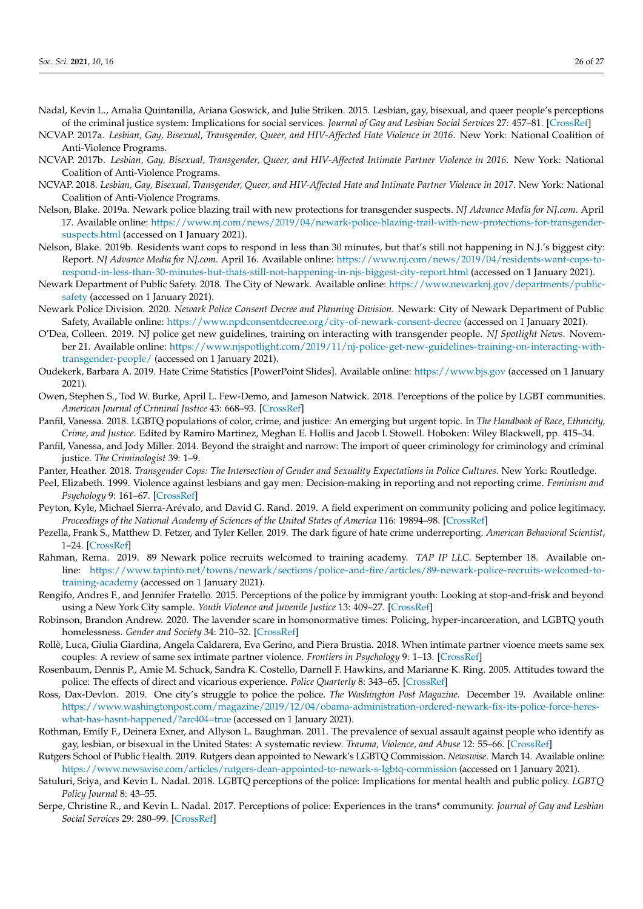Nadal, Kevin L., Amalia Quintanilla, Ariana Goswick, and Julie Striken. 2015. Lesbian, gay, bisexual, and queer people's perceptions of the criminal justice system: Implications for social services. *Journal of Gay and Lesbian Social Services* 27: 457–81. [CrossRef]

NCVAP. 2017a. *Lesbian, Gay, Bisexual, Transgender, Queer, and HIV-Affected Hate Violence in 2016*. New York: National Coalition of Anti-Violence Programs.

NCVAP. 2017b. *Lesbian, Gay, Bisexual, Transgender, Queer, and HIV-Affected Intimate Partner Violence in 2016*. New York: National Coalition of Anti-Violence Programs.

NCVAP. 2018. *Lesbian, Gay, Bisexual, Transgender, Queer, and HIV-Affected Hate and Intimate Partner Violence in 2017*. New York: National Coalition of Anti-Violence Programs.

Nelson, Blake. 2019a. Newark police blazing trail with new protections for transgender suspects. *NJ Advance Media for NJ.com*. April 17. Available online: https://www.nj.com/news/2019/04/newark-police-blazing-trail-with-new-protections-for-transgender-suspects.html (accessed on 1 January 2021).

Nelson, Blake. 2019b. Residents want cops to respond in less than 30 minutes, but that's still not happening in N.J.'s biggest city: Report. *NJ Advance Media for NJ.com*. April 16. Available online: https://www.nj.com/news/2019/04/residents-want-cops-to-respond-in-less-than-30-minutes-but-thats-still-not-happening-in-njs-biggest-city-report.html (accessed on 1 January 2021).

Newark Department of Public Safety. 2018. The City of Newark. Available online: https://www.newarknj.gov/departments/public-safety (accessed on 1 January 2021).

Newark Police Division. 2020. *Newark Police Consent Decree and Planning Division*. Newark: City of Newark Department of Public Safety, Available online: https://www.npdconsentdecree.org/city-of-newark-consent-decree (accessed on 1 January 2021).

O'Dea, Colleen. 2019. NJ police get new guidelines, training on interacting with transgender people. *NJ Spotlight News*. November 21. Available online: https://www.njspotlight.com/2019/11/nj-police-get-new-guidelines-training-on-interacting-with-transgender-people/ (accessed on 1 January 2021).

Oudekerk, Barbara A. 2019. Hate Crime Statistics [PowerPoint Slides]. Available online: https://www.bjs.gov (accessed on 1 January 2021).

Owen, Stephen S., Tod W. Burke, April L. Few-Demo, and Jameson Natwick. 2018. Perceptions of the police by LGBT communities. *American Journal of Criminal Justice* 43: 668–93. [CrossRef]

Panfil, Vanessa. 2018. LGBTQ populations of color, crime, and justice: An emerging but urgent topic. In *The Handbook of Race, Ethnicity, Crime, and Justice*. Edited by Ramiro Martinez, Meghan E. Hollis and Jacob I. Stowell. Hoboken: Wiley Blackwell, pp. 415–34.

Panfil, Vanessa, and Jody Miller. 2014. Beyond the straight and narrow: The import of queer criminology for criminology and criminal justice. *The Criminologist* 39: 1–9.

Panter, Heather. 2018. *Transgender Cops: The Intersection of Gender and Sexuality Expectations in Police Cultures*. New York: Routledge.

Peel, Elizabeth. 1999. Violence against lesbians and gay men: Decision-making in reporting and not reporting crime. *Feminism and Psychology* 9: 161–67. [CrossRef]

Peyton, Kyle, Michael Sierra-Arévalo, and David G. Rand. 2019. A field experiment on community policing and police legitimacy. *Proceedings of the National Academy of Sciences of the United States of America* 116: 19894–98. [CrossRef]

Pezella, Frank S., Matthew D. Fetzer, and Tyler Keller. 2019. The dark figure of hate crime underreporting. *American Behavioral Scientist*, 1–24. [CrossRef]

Rahman, Rema. 2019. 89 Newark police recruits welcomed to training academy. *TAP IP LLC*. September 18. Available online: https://www.tapinto.net/towns/newark/sections/police-and-fire/articles/89-newark-police-recruits-welcomed-to-training-academy (accessed on 1 January 2021).

Rengifo, Andres F., and Jennifer Fratello. 2015. Perceptions of the police by immigrant youth: Looking at stop-and-frisk and beyond using a New York City sample. *Youth Violence and Juvenile Justice* 13: 409–27. [CrossRef]

Robinson, Brandon Andrew. 2020. The lavender scare in homonormative times: Policing, hyper-incarceration, and LGBTQ youth homelessness. *Gender and Society* 34: 210–32. [CrossRef]

Rollè, Luca, Giulia Giardina, Angela Caldarera, Eva Gerino, and Piera Brustia. 2018. When intimate partner vioence meets same sex couples: A review of same sex intimate partner violence. *Frontiers in Psychology* 9: 1–13. [CrossRef]

Rosenbaum, Dennis P., Amie M. Schuck, Sandra K. Costello, Darnell F. Hawkins, and Marianne K. Ring. 2005. Attitudes toward the police: The effects of direct and vicarious experience. *Police Quarterly* 8: 343–65. [CrossRef]

Ross, Dax-Devlon. 2019. One city's struggle to police the police. *The Washington Post Magazine*. December 19. Available online: https://www.washingtonpost.com/magazine/2019/12/04/obama-administration-ordered-newark-fix-its-police-force-heres-what-has-hasnt-happened/?arc404=true (accessed on 1 January 2021).

Rothman, Emily F., Deinera Exner, and Allyson L. Baughman. 2011. The prevalence of sexual assault against people who identify as gay, lesbian, or bisexual in the United States: A systematic review. *Trauma, Violence, and Abuse* 12: 55–66. [CrossRef]

Rutgers School of Public Health. 2019. Rutgers dean appointed to Newark's LGBTQ Commission. *Newswise*. March 14. Available online: https://www.newswise.com/articles/rutgers-dean-appointed-to-newark-s-lgbtq-commission (accessed on 1 January 2021).

Satuluri, Sriya, and Kevin L. Nadal. 2018. LGBTQ perceptions of the police: Implications for mental health and public policy. *LGBTQ Policy Journal* 8: 43–55.

Serpe, Christine R., and Kevin L. Nadal. 2017. Perceptions of police: Experiences in the trans* community. *Journal of Gay and Lesbian Social Services* 29: 280–99. [CrossRef]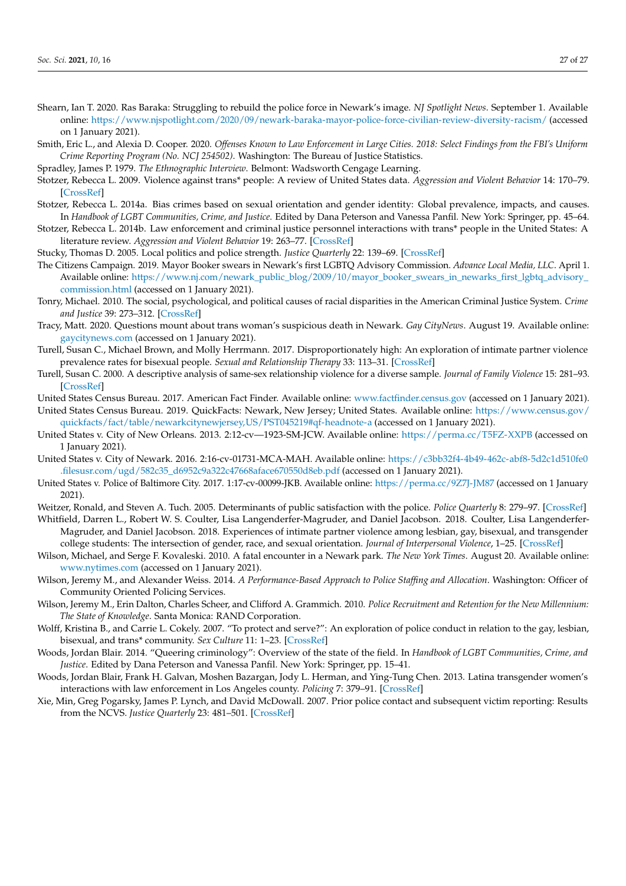Shearn, Ian T. 2020. Ras Baraka: Struggling to rebuild the police force in Newark's image. *NJ Spotlight News*. September 1. Available online: https://www.njspotlight.com/2020/09/newark-baraka-mayor-police-force-civilian-review-diversity-racism/ (accessed on 1 January 2021).

Smith, Eric L., and Alexia D. Cooper. 2020. *Offenses Known to Law Enforcement in Large Cities. 2018: Select Findings from the FBI's Uniform Crime Reporting Program (No. NCJ 254502)*. Washington: The Bureau of Justice Statistics.

Spradley, James P. 1979. *The Ethnographic Interview*. Belmont: Wadsworth Cengage Learning.

Stotzer, Rebecca L. 2009. Violence against trans* people: A review of United States data. *Aggression and Violent Behavior* 14: 170–79. [CrossRef]

Stotzer, Rebecca L. 2014a. Bias crimes based on sexual orientation and gender identity: Global prevalence, impacts, and causes. In *Handbook of LGBT Communities, Crime, and Justice*. Edited by Dana Peterson and Vanessa Panfil. New York: Springer, pp. 45–64.

Stotzer, Rebecca L. 2014b. Law enforcement and criminal justice personnel interactions with trans* people in the United States: A literature review. *Aggression and Violent Behavior* 19: 263–77. [CrossRef]

Stucky, Thomas D. 2005. Local politics and police strength. *Justice Quarterly* 22: 139–69. [CrossRef]

The Citizens Campaign. 2019. Mayor Booker swears in Newark's first LGBTQ Advisory Commission. *Advance Local Media, LLC*. April 1. Available online: https://www.nj.com/newark_public_blog/2009/10/mayor_booker_swears_in_newarks_first_lgbtq_advisory_commission.html (accessed on 1 January 2021).

Tonry, Michael. 2010. The social, psychological, and political causes of racial disparities in the American Criminal Justice System. *Crime and Justice* 39: 273–312. [CrossRef]

Tracy, Matt. 2020. Questions mount about trans woman's suspicious death in Newark. *Gay CityNews*. August 19. Available online: gaycitynews.com (accessed on 1 January 2021).

Turell, Susan C., Michael Brown, and Molly Herrmann. 2017. Disproportionately high: An exploration of intimate partner violence prevalence rates for bisexual people. *Sexual and Relationship Therapy* 33: 113–31. [CrossRef]

Turell, Susan C. 2000. A descriptive analysis of same-sex relationship violence for a diverse sample. *Journal of Family Violence* 15: 281–93. [CrossRef]

United States Census Bureau. 2017. American Fact Finder. Available online: www.factfinder.census.gov (accessed on 1 January 2021).

United States Census Bureau. 2019. QuickFacts: Newark, New Jersey; United States. Available online: https://www.census.gov/quickfacts/fact/table/newarkcitynewjersey,US/PST045219#qf-headnote-a (accessed on 1 January 2021).

United States v. City of New Orleans. 2013. 2:12-cv—1923-SM-JCW. Available online: https://perma.cc/T5FZ-XXPB (accessed on 1 January 2021).

United States v. City of Newark. 2016. 2:16-cv-01731-MCA-MAH. Available online: https://c3bb32f4-4b49-462c-abf8-5d2c1d510fe0.filesusr.com/ugd/582c35_d6952c9a322c47668aface670550d8eb.pdf (accessed on 1 January 2021).

United States v. Police of Baltimore City. 2017. 1:17-cv-00099-JKB. Available online: https://perma.cc/9Z7J-JM87 (accessed on 1 January 2021).

Weitzer, Ronald, and Steven A. Tuch. 2005. Determinants of public satisfaction with the police. *Police Quarterly* 8: 279–97. [CrossRef]

Whitfield, Darren L., Robert W. S. Coulter, Lisa Langenderfer-Magruder, and Daniel Jacobson. 2018. Coulter, Lisa Langenderfer-Magruder, and Daniel Jacobson. 2018. Experiences of intimate partner violence among lesbian, gay, bisexual, and transgender college students: The intersection of gender, race, and sexual orientation. *Journal of Interpersonal Violence*, 1–25. [CrossRef]

Wilson, Michael, and Serge F. Kovaleski. 2010. A fatal encounter in a Newark park. *The New York Times*. August 20. Available online: www.nytimes.com (accessed on 1 January 2021).

Wilson, Jeremy M., and Alexander Weiss. 2014. *A Performance-Based Approach to Police Staffing and Allocation*. Washington: Officer of Community Oriented Policing Services.

Wilson, Jeremy M., Erin Dalton, Charles Scheer, and Clifford A. Grammich. 2010. *Police Recruitment and Retention for the New Millennium: The State of Knowledge*. Santa Monica: RAND Corporation.

Wolff, Kristina B., and Carrie L. Cokely. 2007. "To protect and serve?": An exploration of police conduct in relation to the gay, lesbian, bisexual, and trans* community. *Sex Culture* 11: 1–23. [CrossRef]

Woods, Jordan Blair. 2014. "Queering criminology": Overview of the state of the field. In *Handbook of LGBT Communities, Crime, and Justice*. Edited by Dana Peterson and Vanessa Panfil. New York: Springer, pp. 15–41.

Woods, Jordan Blair, Frank H. Galvan, Moshen Bazargan, Jody L. Herman, and Ying-Tung Chen. 2013. Latina transgender women's interactions with law enforcement in Los Angeles county. *Policing* 7: 379–91. [CrossRef]

Xie, Min, Greg Pogarsky, James P. Lynch, and David McDowall. 2007. Prior police contact and subsequent victim reporting: Results from the NCVS. *Justice Quarterly* 23: 481–501. [CrossRef]